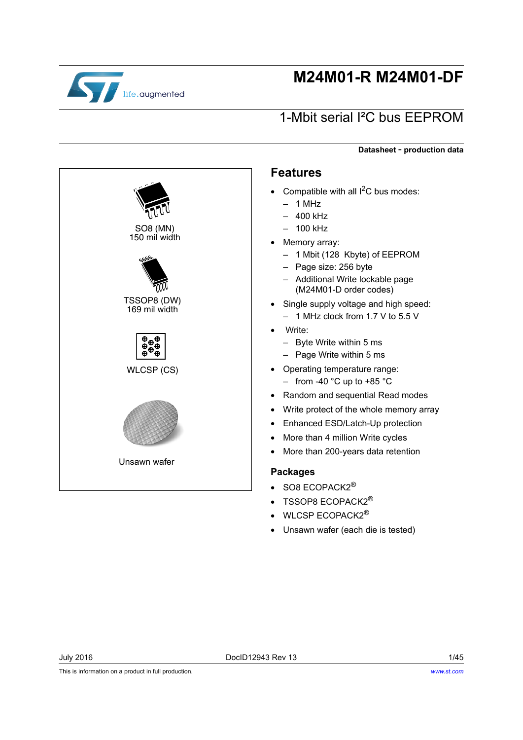# M24M01-R M24M01-DF

## 1-Mbit serial I²C bus EEPROM

**Datasheet - production data**

SO8 (MN)
150 mil width

TSSOP8 (DW)
169 mil width

WLCSP (CS)

Unsawn wafer

## Features

- Compatible with all I$^2$C bus modes:
  - 1 MHz
  - 400 kHz
  - 100 kHz
- Memory array:
  - 1 Mbit (128 Kbyte) of EEPROM
  - Page size: 256 byte
  - Additional Write lockable page (M24M01-D order codes)
- Single supply voltage and high speed:
  - 1 MHz clock from 1.7 V to 5.5 V
- Write:
  - Byte Write within 5 ms
  - Page Write within 5 ms
- Operating temperature range:
  - from -40 °C up to +85 °C
- Random and sequential Read modes
- Write protect of the whole memory array
- Enhanced ESD/Latch-Up protection
- More than 4 million Write cycles
- More than 200-years data retention

### Packages

- SO8 ECOPACK2®
- TSSOP8 ECOPACK2®
- WLCSP ECOPACK2®
- Unsawn wafer (each die is tested)

July 2016 DocID12943 Rev 13

This is information on a product in full production.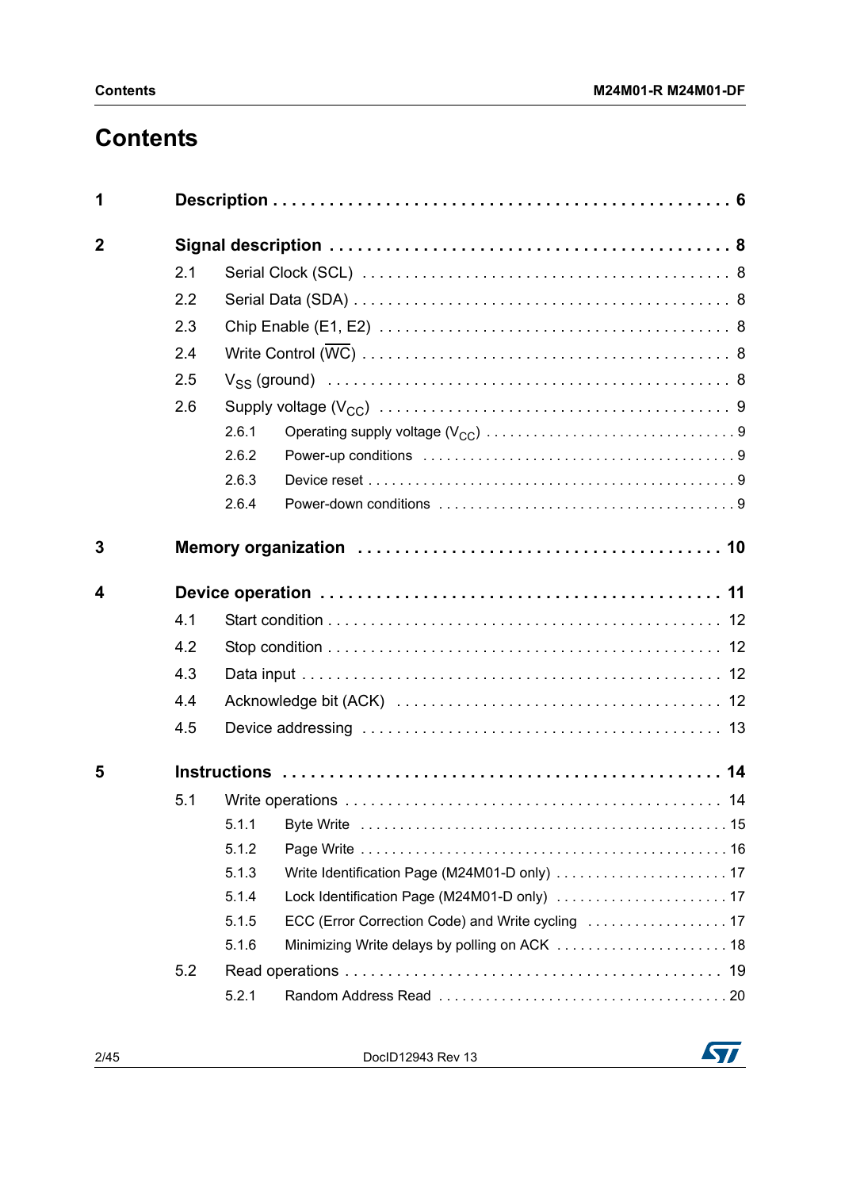# Contents

| | | | |
|---|---|---|---|
| **1** | **Description** | | **6** |
| **2** | **Signal description** | | **8** |
| | 2.1 | Serial Clock (SCL) | 8 |
| | 2.2 | Serial Data (SDA) | 8 |
| | 2.3 | Chip Enable (E1, E2) | 8 |
| | 2.4 | Write Control ($\overline{WC}$) | 8 |
| | 2.5 | $V_{SS}$ (ground) | 8 |
| | 2.6 | Supply voltage ($V_{CC}$) | 9 |
| | 2.6.1 | Operating supply voltage ($V_{CC}$) | 9 |
| | 2.6.2 | Power-up conditions | 9 |
| | 2.6.3 | Device reset | 9 |
| | 2.6.4 | Power-down conditions | 9 |
| **3** | **Memory organization** | | **10** |
| **4** | **Device operation** | | **11** |
| | 4.1 | Start condition | 12 |
| | 4.2 | Stop condition | 12 |
| | 4.3 | Data input | 12 |
| | 4.4 | Acknowledge bit (ACK) | 12 |
| | 4.5 | Device addressing | 13 |
| **5** | **Instructions** | | **14** |
| | 5.1 | Write operations | 14 |
| | 5.1.1 | Byte Write | 15 |
| | 5.1.2 | Page Write | 16 |
| | 5.1.3 | Write Identification Page (M24M01-D only) | 17 |
| | 5.1.4 | Lock Identification Page (M24M01-D only) | 17 |
| | 5.1.5 | ECC (Error Correction Code) and Write cycling | 17 |
| | 5.1.6 | Minimizing Write delays by polling on ACK | 18 |
| | 5.2 | Read operations | 19 |
| | 5.2.1 | Random Address Read | 20 |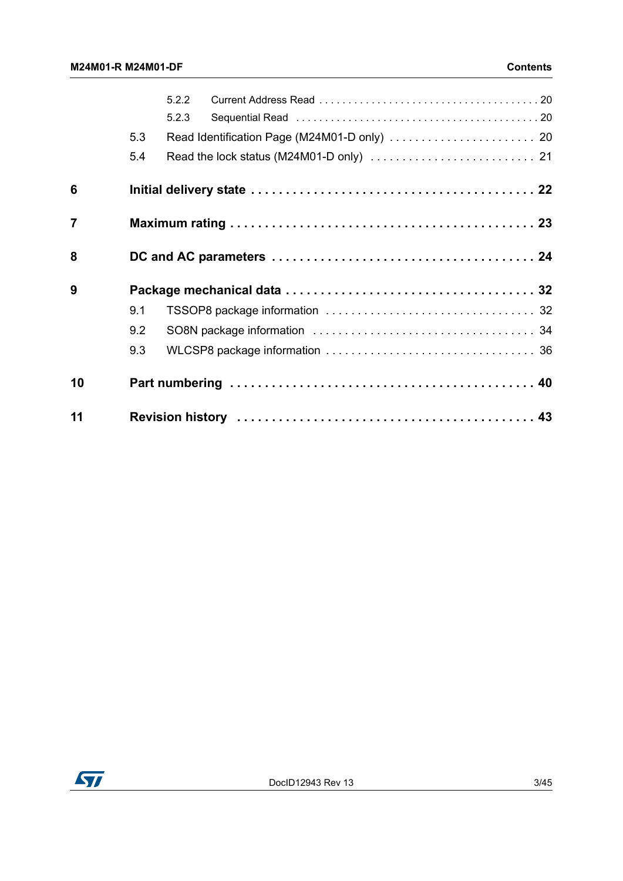5.2.2 Current Address Read . . . . . . . . . . . . . . . . . . . . . . . . . . . . . . . . . . . . . . 20

5.2.3 Sequential Read . . . . . . . . . . . . . . . . . . . . . . . . . . . . . . . . . . . . . . . . . . 20

5.3 Read Identification Page (M24M01-D only) . . . . . . . . . . . . . . . . . . . . . . . 20

5.4 Read the lock status (M24M01-D only) . . . . . . . . . . . . . . . . . . . . . . . . . . 21

**6 Initial delivery state . . . . . . . . . . . . . . . . . . . . . . . . . . . . . . . . . . . . . . . 22**

**7 Maximum rating . . . . . . . . . . . . . . . . . . . . . . . . . . . . . . . . . . . . . . . . . . 23**

**8 DC and AC parameters . . . . . . . . . . . . . . . . . . . . . . . . . . . . . . . . . . . . 24**

**9 Package mechanical data . . . . . . . . . . . . . . . . . . . . . . . . . . . . . . . . . . 32**

9.1 TSSOP8 package information . . . . . . . . . . . . . . . . . . . . . . . . . . . . . . . . 32

9.2 SO8N package information . . . . . . . . . . . . . . . . . . . . . . . . . . . . . . . . . . 34

9.3 WLCSP8 package information . . . . . . . . . . . . . . . . . . . . . . . . . . . . . . . . 36

**10 Part numbering . . . . . . . . . . . . . . . . . . . . . . . . . . . . . . . . . . . . . . . . . . 40**

**11 Revision history . . . . . . . . . . . . . . . . . . . . . . . . . . . . . . . . . . . . . . . . . 43**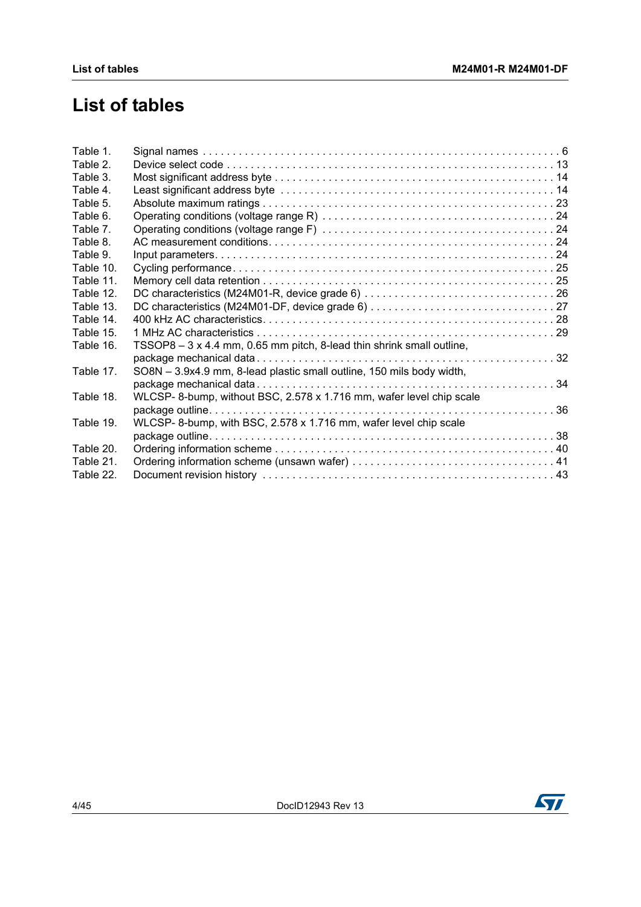# List of tables

Table 1. Signal names . . . . . . . . . . . . . . . . . . . . . . . . . . . . . . . . . . . . . . . . . . . . . . . . . . . . . . . . . . . 6
Table 2. Device select code . . . . . . . . . . . . . . . . . . . . . . . . . . . . . . . . . . . . . . . . . . . . . . . . . . . . . . 13
Table 3. Most significant address byte . . . . . . . . . . . . . . . . . . . . . . . . . . . . . . . . . . . . . . . . . . . . . . 14
Table 4. Least significant address byte . . . . . . . . . . . . . . . . . . . . . . . . . . . . . . . . . . . . . . . . . . . . . 14
Table 5. Absolute maximum ratings . . . . . . . . . . . . . . . . . . . . . . . . . . . . . . . . . . . . . . . . . . . . . . . . 23
Table 6. Operating conditions (voltage range R) . . . . . . . . . . . . . . . . . . . . . . . . . . . . . . . . . . . . . . 24
Table 7. Operating conditions (voltage range F) . . . . . . . . . . . . . . . . . . . . . . . . . . . . . . . . . . . . . . 24
Table 8. AC measurement conditions. . . . . . . . . . . . . . . . . . . . . . . . . . . . . . . . . . . . . . . . . . . . . . . 24
Table 9. Input parameters. . . . . . . . . . . . . . . . . . . . . . . . . . . . . . . . . . . . . . . . . . . . . . . . . . . . . . . . 24
Table 10. Cycling performance . . . . . . . . . . . . . . . . . . . . . . . . . . . . . . . . . . . . . . . . . . . . . . . . . . . . 25
Table 11. Memory cell data retention . . . . . . . . . . . . . . . . . . . . . . . . . . . . . . . . . . . . . . . . . . . . . . . . 25
Table 12. DC characteristics (M24M01-R, device grade 6) . . . . . . . . . . . . . . . . . . . . . . . . . . . . . . . 26
Table 13. DC characteristics (M24M01-DF, device grade 6) . . . . . . . . . . . . . . . . . . . . . . . . . . . . . . 27
Table 14. 400 kHz AC characteristics. . . . . . . . . . . . . . . . . . . . . . . . . . . . . . . . . . . . . . . . . . . . . . . 28
Table 15. 1 MHz AC characteristics . . . . . . . . . . . . . . . . . . . . . . . . . . . . . . . . . . . . . . . . . . . . . . . . . 29
Table 16. TSSOP8 – 3 x 4.4 mm, 0.65 mm pitch, 8-lead thin shrink small outline, package mechanical data . . . . . . . . . . . . . . . . . . . . . . . . . . . . . . . . . . . . . . . . . . . . . . . . . 32
Table 17. SO8N – 3.9x4.9 mm, 8-lead plastic small outline, 150 mils body width, package mechanical data . . . . . . . . . . . . . . . . . . . . . . . . . . . . . . . . . . . . . . . . . . . . . . . . . 34
Table 18. WLCSP- 8-bump, without BSC, 2.578 x 1.716 mm, wafer level chip scale package outline. . . . . . . . . . . . . . . . . . . . . . . . . . . . . . . . . . . . . . . . . . . . . . . . . . . . . . . 36
Table 19. WLCSP- 8-bump, with BSC, 2.578 x 1.716 mm, wafer level chip scale package outline. . . . . . . . . . . . . . . . . . . . . . . . . . . . . . . . . . . . . . . . . . . . . . . . . . . . . . . 38
Table 20. Ordering information scheme . . . . . . . . . . . . . . . . . . . . . . . . . . . . . . . . . . . . . . . . . . . . . . 40
Table 21. Ordering information scheme (unsawn wafer) . . . . . . . . . . . . . . . . . . . . . . . . . . . . . . . . . 41
Table 22. Document revision history . . . . . . . . . . . . . . . . . . . . . . . . . . . . . . . . . . . . . . . . . . . . . . . . 43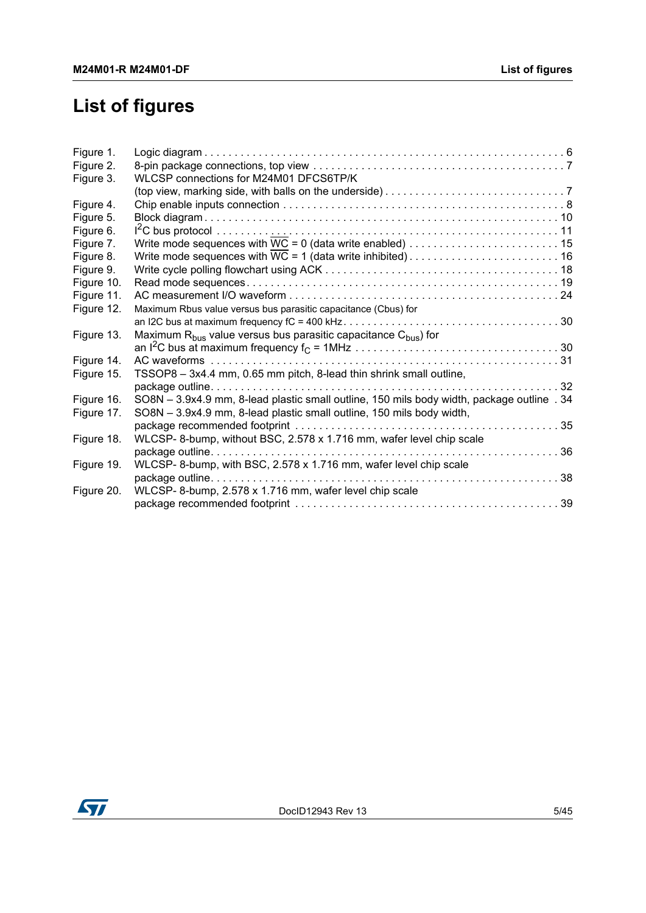# List of figures

| | | |
|---|---|---|
| Figure 1. | Logic diagram | 6 |
| Figure 2. | 8-pin package connections, top view | 7 |
| Figure 3. | WLCSP connections for M24M01 DFCS6TP/K (top view, marking side, with balls on the underside) | 7 |
| Figure 4. | Chip enable inputs connection | 8 |
| Figure 5. | Block diagram | 10 |
| Figure 6. | $I^2C$ bus protocol | 11 |
| Figure 7. | Write mode sequences with $\overline{WC}$ = 0 (data write enabled) | 15 |
| Figure 8. | Write mode sequences with $\overline{WC}$ = 1 (data write inhibited) | 16 |
| Figure 9. | Write cycle polling flowchart using ACK | 18 |
| Figure 10. | Read mode sequences | 19 |
| Figure 11. | AC measurement I/O waveform | 24 |
| Figure 12. | Maximum Rbus value versus bus parasitic capacitance (Cbus) for an I2C bus at maximum frequency fC = 400 kHz | 30 |
| Figure 13. | Maximum $R_{bus}$ value versus bus parasitic capacitance $C_{bus}$) for an $I^2C$ bus at maximum frequency $f_C$ = 1MHz | 30 |
| Figure 14. | AC waveforms | 31 |
| Figure 15. | TSSOP8 – 3x4.4 mm, 0.65 mm pitch, 8-lead thin shrink small outline, package outline | 32 |
| Figure 16. | SO8N – 3.9x4.9 mm, 8-lead plastic small outline, 150 mils body width, package outline | 34 |
| Figure 17. | SO8N – 3.9x4.9 mm, 8-lead plastic small outline, 150 mils body width, package recommended footprint | 35 |
| Figure 18. | WLCSP- 8-bump, without BSC, 2.578 x 1.716 mm, wafer level chip scale package outline | 36 |
| Figure 19. | WLCSP- 8-bump, with BSC, 2.578 x 1.716 mm, wafer level chip scale package outline | 38 |
| Figure 20. | WLCSP- 8-bump, 2.578 x 1.716 mm, wafer level chip scale package recommended footprint | 39 |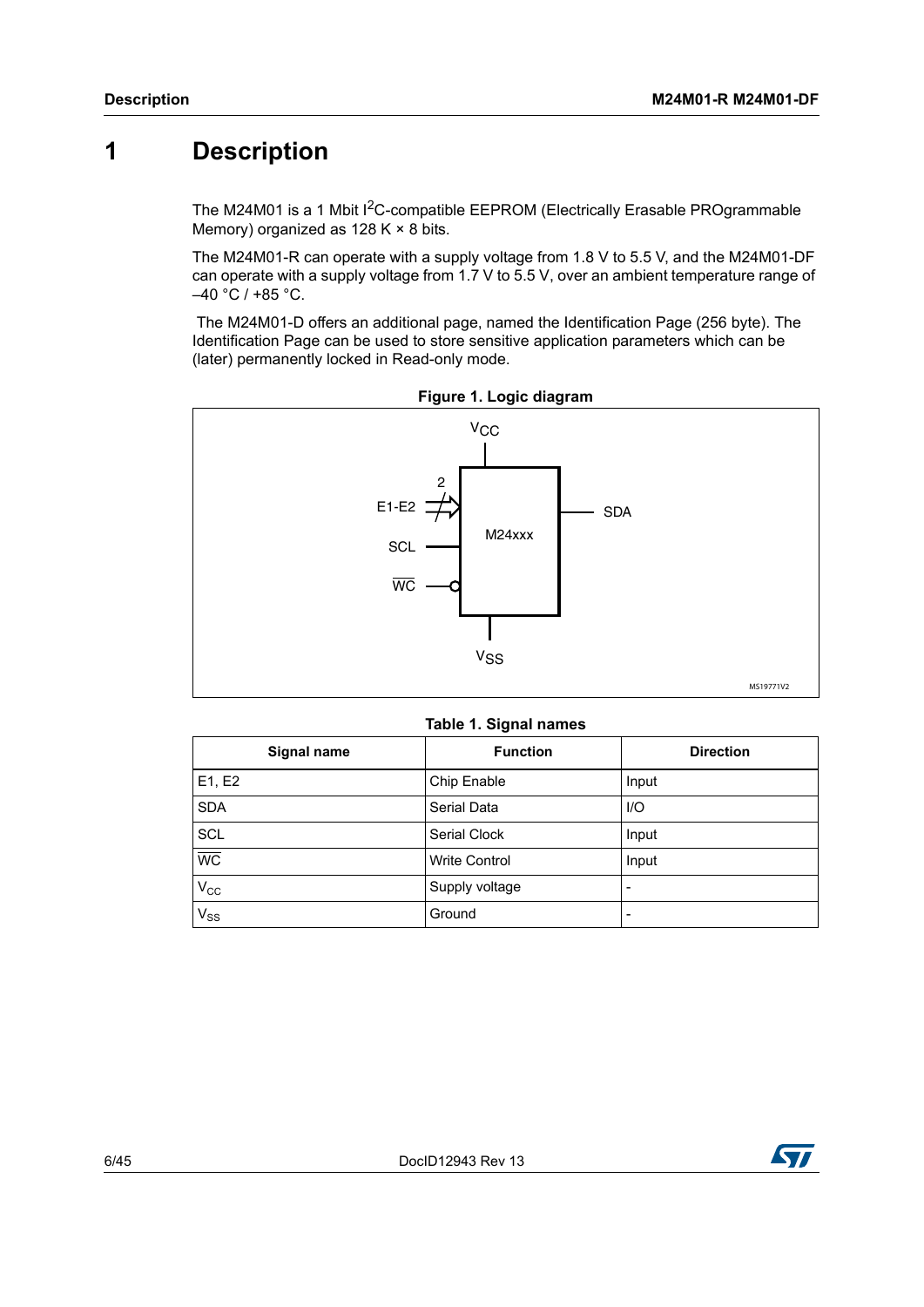# 1 Description

The M24M01 is a 1 Mbit I$^2$C-compatible EEPROM (Electrically Erasable PROgrammable Memory) organized as 128 K × 8 bits.

The M24M01-R can operate with a supply voltage from 1.8 V to 5.5 V, and the M24M01-DF can operate with a supply voltage from 1.7 V to 5.5 V, over an ambient temperature range of –40 °C / +85 °C.

The M24M01-D offers an additional page, named the Identification Page (256 byte). The Identification Page can be used to store sensitive application parameters which can be (later) permanently locked in Read-only mode.

**Figure 1. Logic diagram**

**Table 1. Signal names**

| Signal name | Function | Direction |
|---|---|---|
| E1, E2 | Chip Enable | Input |
| SDA | Serial Data | I/O |
| SCL | Serial Clock | Input |
| $\overline{WC}$ | Write Control | Input |
| $V_{CC}$ | Supply voltage | - |
| $V_{SS}$ | Ground | - |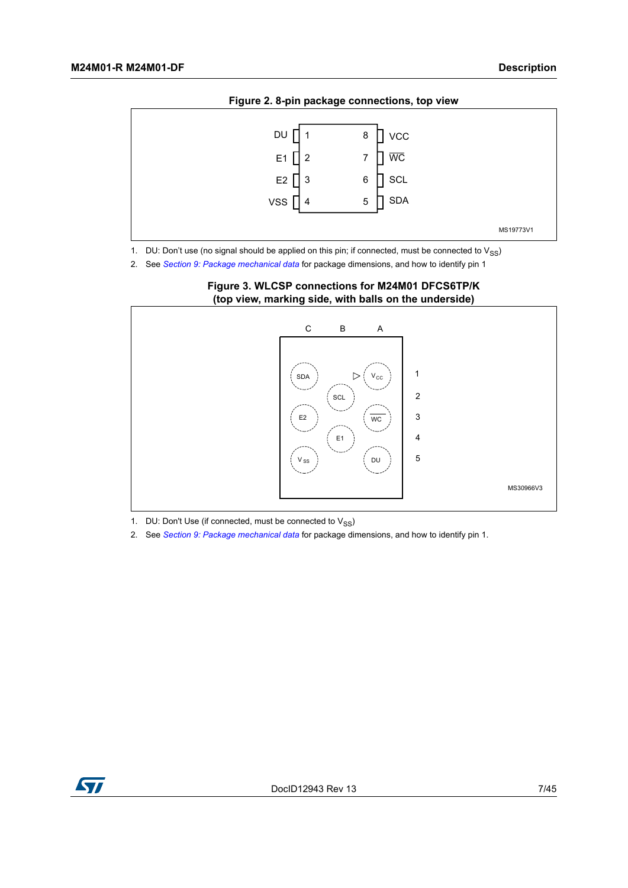**Figure 2. 8-pin package connections, top view**

| Signal | Pin | Pin | Signal |
| --- | --- | --- | --- |
| DU | 1 | 8 | VCC |
| E1 | 2 | 7 | $\overline{WC}$ |
| E2 | 3 | 6 | SCL |
| VSS | 4 | 5 | SDA |

MS19773V1

1. DU: Don't use (no signal should be applied on this pin; if connected, must be connected to $V_{SS}$)
2. See *Section 9: Package mechanical data* for package dimensions, and how to identify pin 1

**Figure 3. WLCSP connections for M24M01 DFCS6TP/K (top view, marking side, with balls on the underside)**

| | C | B | A |
| --- | --- | --- | --- |
| 1 | SDA | | $V_{CC}$ |
| 2 | | SCL | |
| 3 | E2 | | $\overline{WC}$ |
| 4 | | E1 | |
| 5 | $V_{SS}$ | | DU |

MS30966V3

1. DU: Don't Use (if connected, must be connected to $V_{SS}$)
2. See *Section 9: Package mechanical data* for package dimensions, and how to identify pin 1.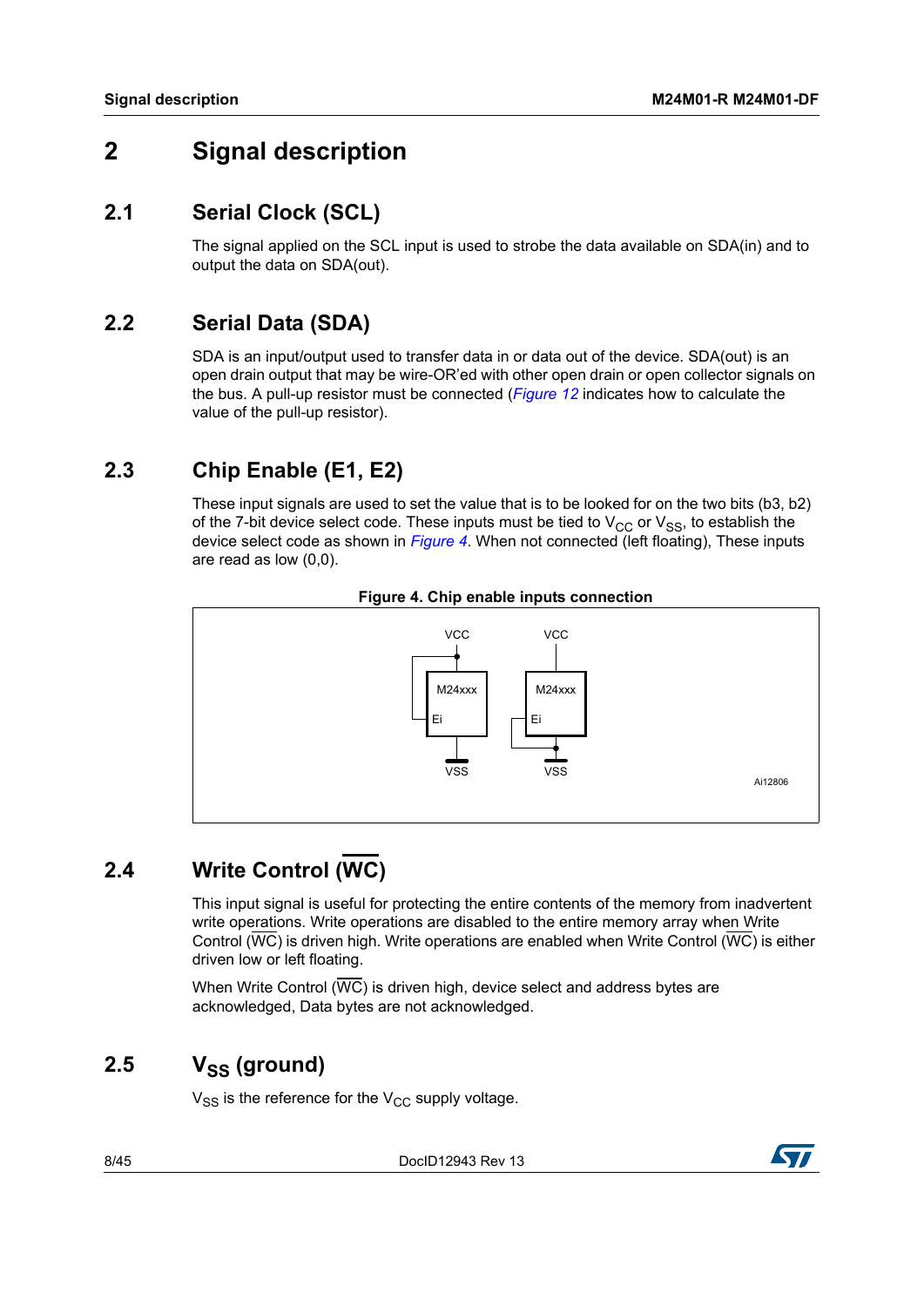# 2 Signal description

## 2.1 Serial Clock (SCL)

The signal applied on the SCL input is used to strobe the data available on SDA(in) and to output the data on SDA(out).

## 2.2 Serial Data (SDA)

SDA is an input/output used to transfer data in or data out of the device. SDA(out) is an open drain output that may be wire-OR'ed with other open drain or open collector signals on the bus. A pull-up resistor must be connected (*Figure 12* indicates how to calculate the value of the pull-up resistor).

## 2.3 Chip Enable (E1, E2)

These input signals are used to set the value that is to be looked for on the two bits (b3, b2) of the 7-bit device select code. These inputs must be tied to $V_{CC}$ or $V_{SS}$, to establish the device select code as shown in *Figure 4*. When not connected (left floating), These inputs are read as low (0,0).

**Figure 4. Chip enable inputs connection**

## 2.4 Write Control ($\overline{WC}$)

This input signal is useful for protecting the entire contents of the memory from inadvertent write operations. Write operations are disabled to the entire memory array when Write Control ($\overline{WC}$) is driven high. Write operations are enabled when Write Control ($\overline{WC}$) is either driven low or left floating.

When Write Control ($\overline{WC}$) is driven high, device select and address bytes are acknowledged, Data bytes are not acknowledged.

## 2.5 $V_{SS}$ (ground)

$V_{SS}$ is the reference for the $V_{CC}$ supply voltage.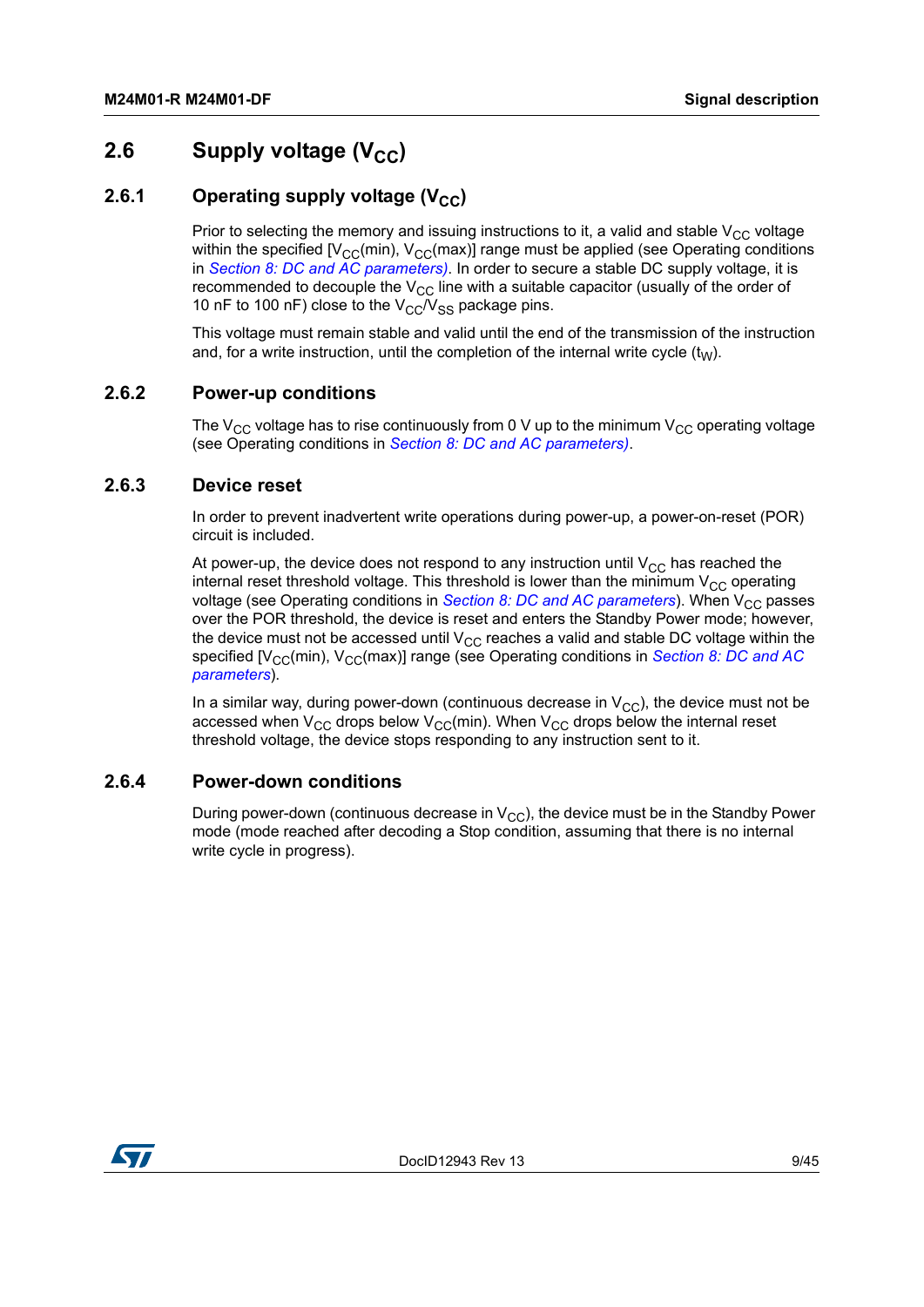## 2.6 Supply voltage ($V_{CC}$)

### 2.6.1 Operating supply voltage ($V_{CC}$)

Prior to selecting the memory and issuing instructions to it, a valid and stable $V_{CC}$ voltage within the specified [$V_{CC}$(min), $V_{CC}$(max)] range must be applied (see Operating conditions in *Section 8: DC and AC parameters)*. In order to secure a stable DC supply voltage, it is recommended to decouple the $V_{CC}$ line with a suitable capacitor (usually of the order of 10 nF to 100 nF) close to the $V_{CC}$/$V_{SS}$ package pins.

This voltage must remain stable and valid until the end of the transmission of the instruction and, for a write instruction, until the completion of the internal write cycle ($t_W$).

### 2.6.2 Power-up conditions

The $V_{CC}$ voltage has to rise continuously from 0 V up to the minimum $V_{CC}$ operating voltage (see Operating conditions in *Section 8: DC and AC parameters)*.

### 2.6.3 Device reset

In order to prevent inadvertent write operations during power-up, a power-on-reset (POR) circuit is included.

At power-up, the device does not respond to any instruction until $V_{CC}$ has reached the internal reset threshold voltage. This threshold is lower than the minimum $V_{CC}$ operating voltage (see Operating conditions in *Section 8: DC and AC parameters*). When $V_{CC}$ passes over the POR threshold, the device is reset and enters the Standby Power mode; however, the device must not be accessed until $V_{CC}$ reaches a valid and stable DC voltage within the specified [$V_{CC}$(min), $V_{CC}$(max)] range (see Operating conditions in *Section 8: DC and AC parameters*).

In a similar way, during power-down (continuous decrease in $V_{CC}$), the device must not be accessed when $V_{CC}$ drops below $V_{CC}$(min). When $V_{CC}$ drops below the internal reset threshold voltage, the device stops responding to any instruction sent to it.

### 2.6.4 Power-down conditions

During power-down (continuous decrease in $V_{CC}$), the device must be in the Standby Power mode (mode reached after decoding a Stop condition, assuming that there is no internal write cycle in progress).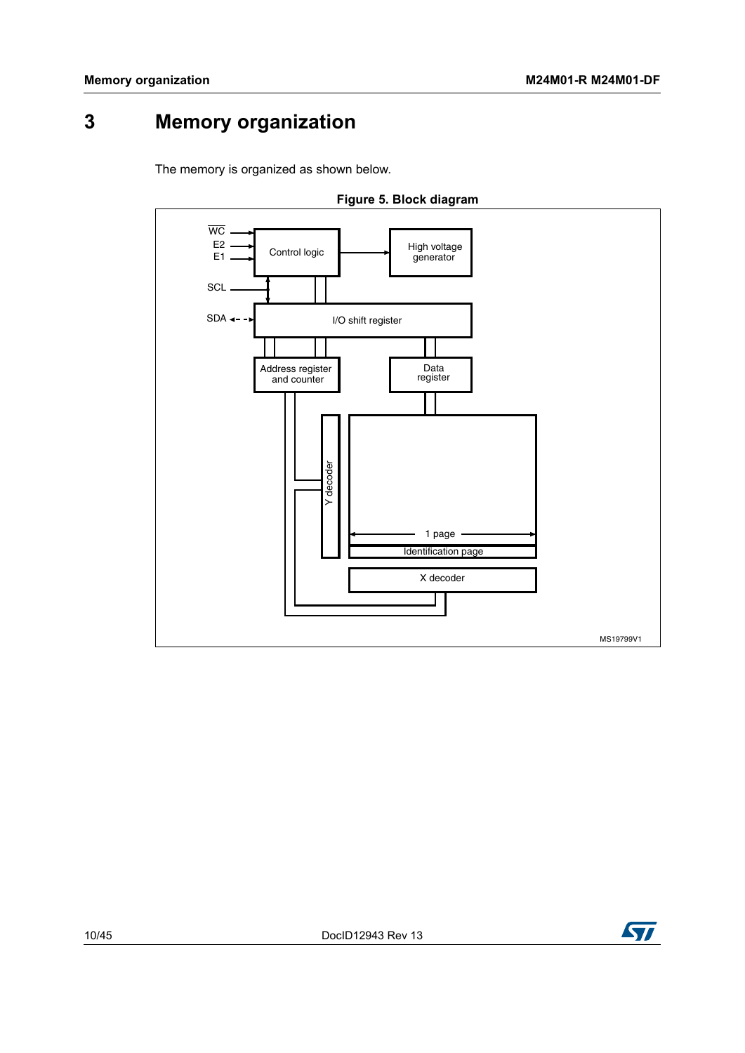# 3 Memory organization

The memory is organized as shown below.

**Figure 5. Block diagram**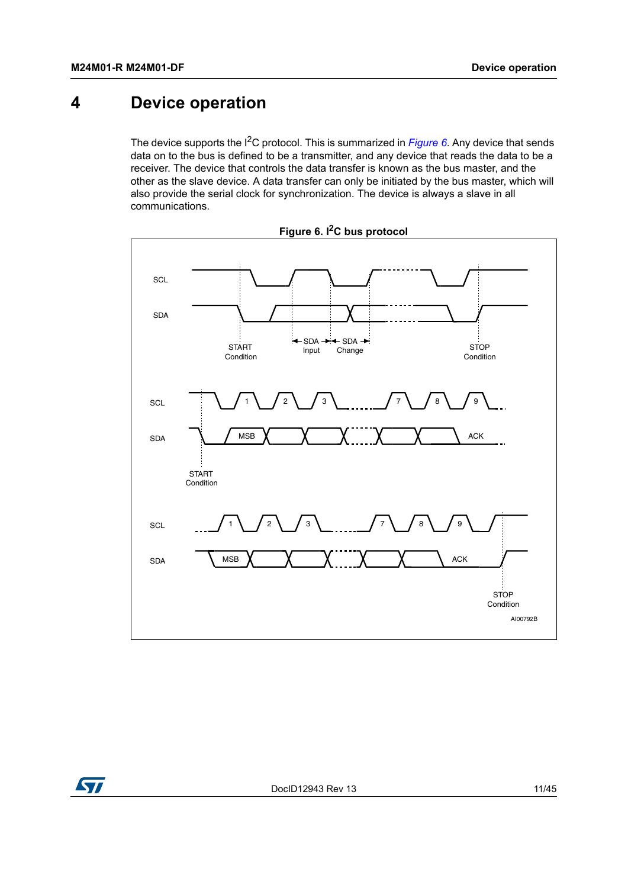# 4 Device operation

The device supports the I$^2$C protocol. This is summarized in *Figure 6*. Any device that sends data on to the bus is defined to be a transmitter, and any device that reads the data to be a receiver. The device that controls the data transfer is known as the bus master, and the other as the slave device. A data transfer can only be initiated by the bus master, which will also provide the serial clock for synchronization. The device is always a slave in all communications.

**Figure 6. I$^2$C bus protocol**

SCL
SDA
START Condition
SDA Input
SDA Change
STOP Condition

SCL 1 2 3 7 8 9
SDA MSB ACK
START Condition

SCL 1 2 3 7 8 9
SDA MSB ACK
STOP Condition

AI00792B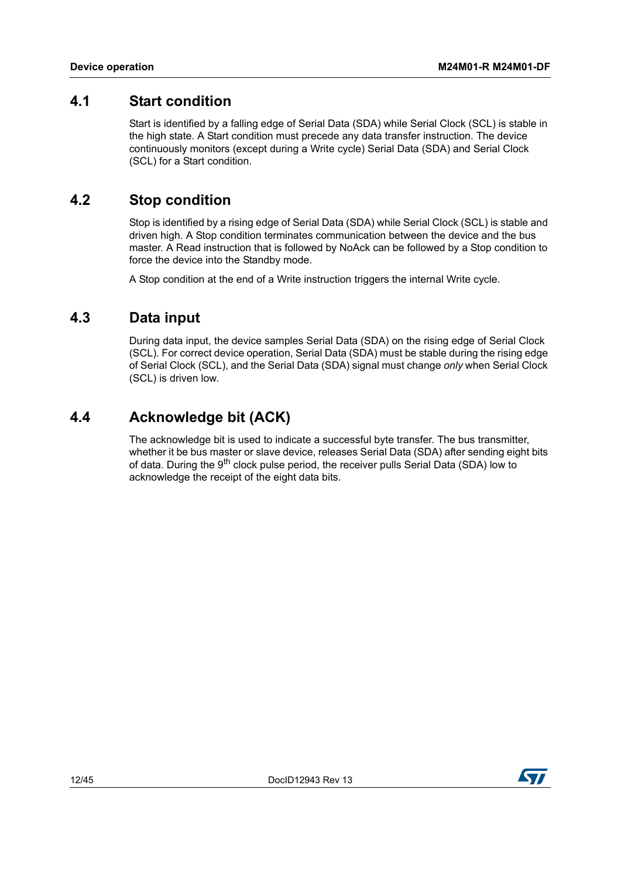## 4.1 Start condition

Start is identified by a falling edge of Serial Data (SDA) while Serial Clock (SCL) is stable in the high state. A Start condition must precede any data transfer instruction. The device continuously monitors (except during a Write cycle) Serial Data (SDA) and Serial Clock (SCL) for a Start condition.

## 4.2 Stop condition

Stop is identified by a rising edge of Serial Data (SDA) while Serial Clock (SCL) is stable and driven high. A Stop condition terminates communication between the device and the bus master. A Read instruction that is followed by NoAck can be followed by a Stop condition to force the device into the Standby mode.

A Stop condition at the end of a Write instruction triggers the internal Write cycle.

## 4.3 Data input

During data input, the device samples Serial Data (SDA) on the rising edge of Serial Clock (SCL). For correct device operation, Serial Data (SDA) must be stable during the rising edge of Serial Clock (SCL), and the Serial Data (SDA) signal must change *only* when Serial Clock (SCL) is driven low.

## 4.4 Acknowledge bit (ACK)

The acknowledge bit is used to indicate a successful byte transfer. The bus transmitter, whether it be bus master or slave device, releases Serial Data (SDA) after sending eight bits of data. During the $9^{th}$ clock pulse period, the receiver pulls Serial Data (SDA) low to acknowledge the receipt of the eight data bits.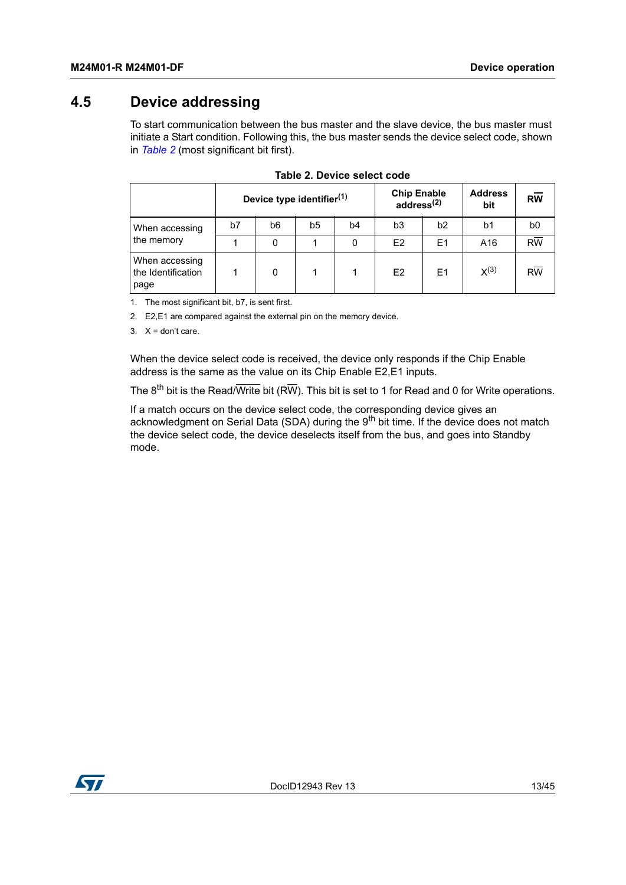## 4.5 Device addressing

To start communication between the bus master and the slave device, the bus master must initiate a Start condition. Following this, the bus master sends the device select code, shown in *Table 2* (most significant bit first).

**Table 2. Device select code**

| | Device type identifier[1] | | | | Chip Enable address[2] | | Address bit | $R\overline{W}$ |
|---|---|---|---|---|---|---|---|---|
| When accessing the memory | b7 | b6 | b5 | b4 | b3 | b2 | b1 | b0 |
| | 1 | 0 | 1 | 0 | E2 | E1 | A16 | $R\overline{W}$ |
| When accessing the Identification page | 1 | 0 | 1 | 1 | E2 | E1 | X[3] | $R\overline{W}$ |

1. The most significant bit, b7, is sent first.
2. E2,E1 are compared against the external pin on the memory device.
3. X = don't care.

When the device select code is received, the device only responds if the Chip Enable address is the same as the value on its Chip Enable E2,E1 inputs.

The 8th bit is the Read/$\overline{\text{Write}}$ bit ($R\overline{W}$). This bit is set to 1 for Read and 0 for Write operations.

If a match occurs on the device select code, the corresponding device gives an acknowledgment on Serial Data (SDA) during the 9th bit time. If the device does not match the device select code, the device deselects itself from the bus, and goes into Standby mode.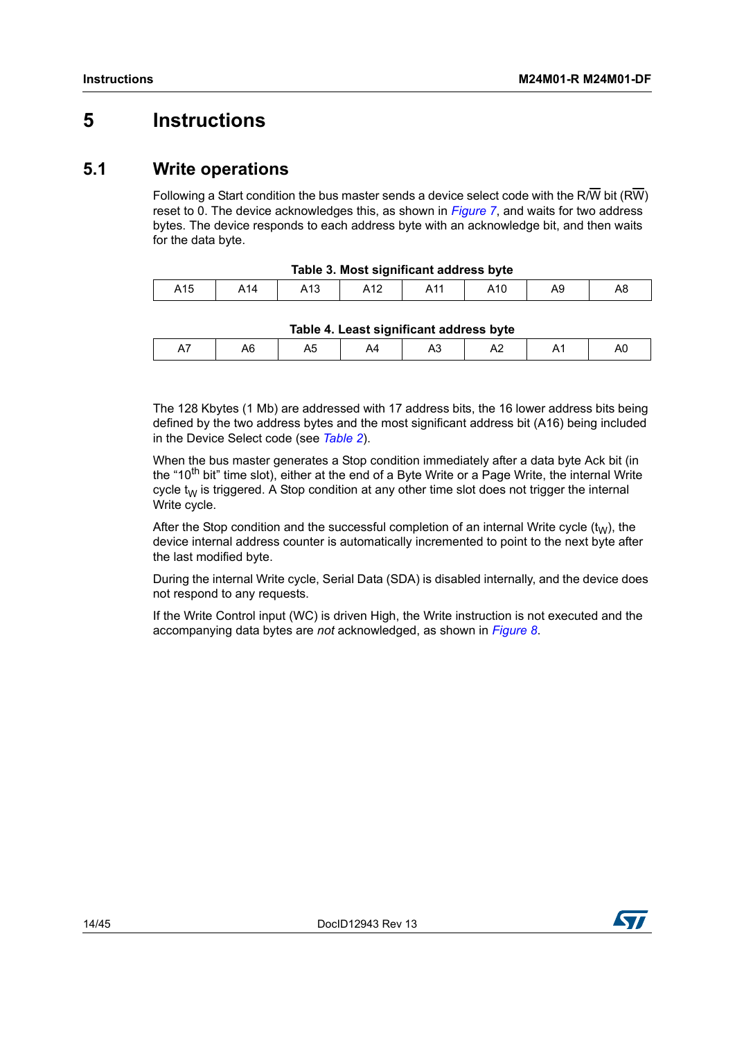# 5 Instructions

## 5.1 Write operations

Following a Start condition the bus master sends a device select code with the R/$\overline{W}$ bit (R$\overline{W}$) reset to 0. The device acknowledges this, as shown in *Figure 7*, and waits for two address bytes. The device responds to each address byte with an acknowledge bit, and then waits for the data byte.

**Table 3. Most significant address byte**

| A15 | A14 | A13 | A12 | A11 | A10 | A9 | A8 |
|---|---|---|---|---|---|---|---|

**Table 4. Least significant address byte**

| A7 | A6 | A5 | A4 | A3 | A2 | A1 | A0 |
|---|---|---|---|---|---|---|---|

The 128 Kbytes (1 Mb) are addressed with 17 address bits, the 16 lower address bits being defined by the two address bytes and the most significant address bit (A16) being included in the Device Select code (see *Table 2*).

When the bus master generates a Stop condition immediately after a data byte Ack bit (in the "$10^{th}$ bit" time slot), either at the end of a Byte Write or a Page Write, the internal Write cycle $t_W$ is triggered. A Stop condition at any other time slot does not trigger the internal Write cycle.

After the Stop condition and the successful completion of an internal Write cycle ($t_W$), the device internal address counter is automatically incremented to point to the next byte after the last modified byte.

During the internal Write cycle, Serial Data (SDA) is disabled internally, and the device does not respond to any requests.

If the Write Control input (WC) is driven High, the Write instruction is not executed and the accompanying data bytes are *not* acknowledged, as shown in *Figure 8*.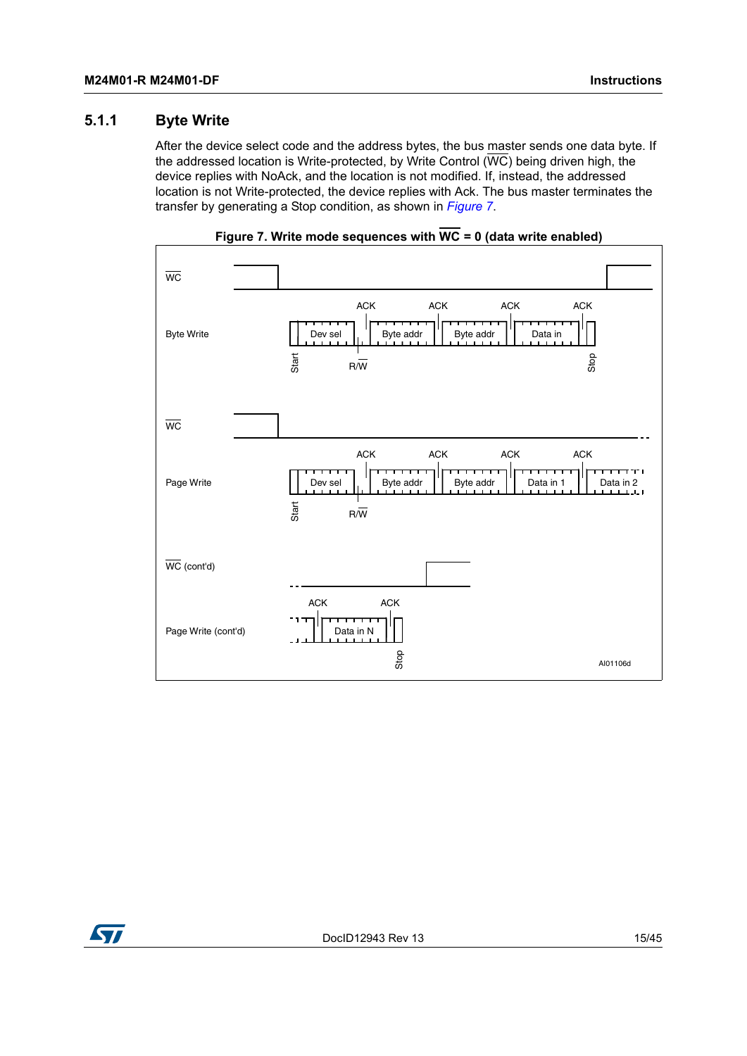### 5.1.1 Byte Write

After the device select code and the address bytes, the bus master sends one data byte. If the addressed location is Write-protected, by Write Control ($\overline{WC}$) being driven high, the device replies with NoAck, and the location is not modified. If, instead, the addressed location is not Write-protected, the device replies with Ack. The bus master terminates the transfer by generating a Stop condition, as shown in *Figure 7*.

**Figure 7. Write mode sequences with $\overline{WC}$ = 0 (data write enabled)**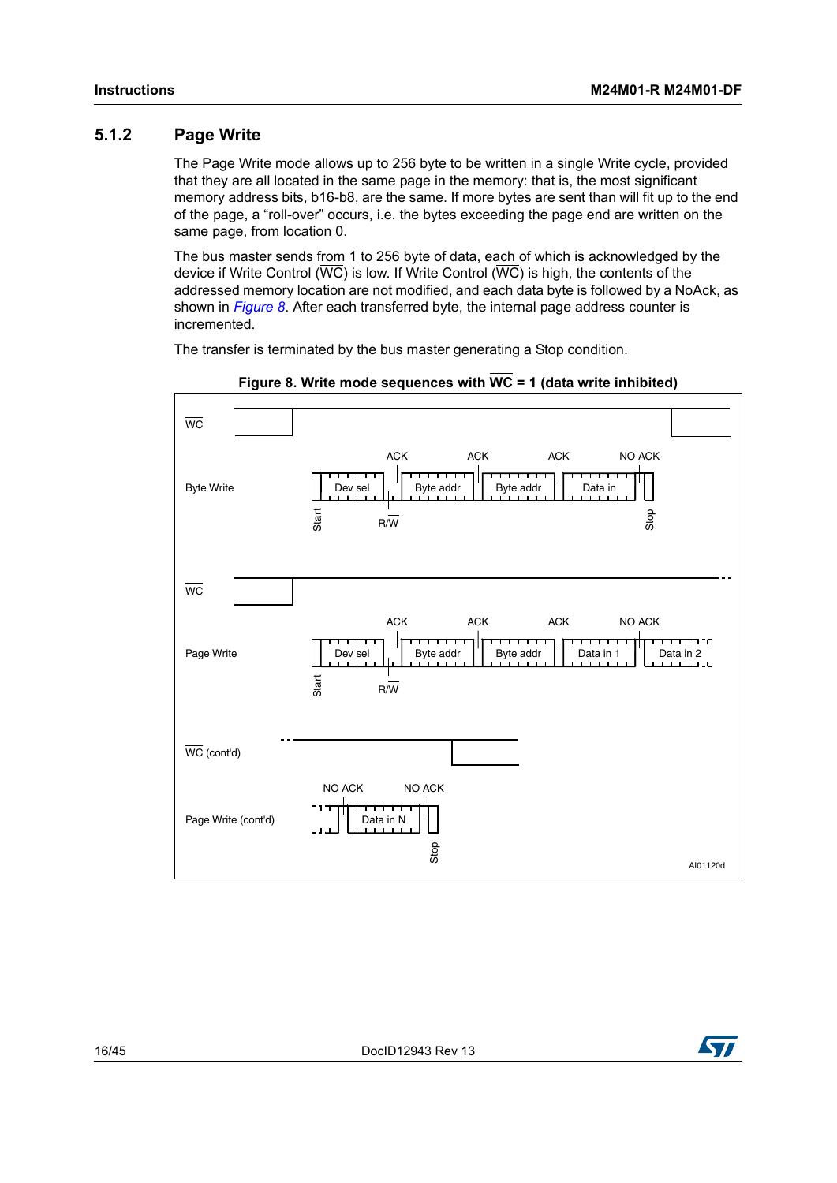### 5.1.2 Page Write

The Page Write mode allows up to 256 byte to be written in a single Write cycle, provided that they are all located in the same page in the memory: that is, the most significant memory address bits, b16-b8, are the same. If more bytes are sent than will fit up to the end of the page, a “roll-over” occurs, i.e. the bytes exceeding the page end are written on the same page, from location 0.

The bus master sends from 1 to 256 byte of data, each of which is acknowledged by the device if Write Control ($\overline{WC}$) is low. If Write Control ($\overline{WC}$) is high, the contents of the addressed memory location are not modified, and each data byte is followed by a NoAck, as shown in *Figure 8*. After each transferred byte, the internal page address counter is incremented.

The transfer is terminated by the bus master generating a Stop condition.

**Figure 8. Write mode sequences with $\overline{WC}$ = 1 (data write inhibited)**

WC, Byte Write: Start, Dev sel, R/W, ACK, Byte addr, ACK, Byte addr, ACK, Data in, NO ACK, Stop

WC, Page Write: Start, Dev sel, R/W, ACK, Byte addr, ACK, Byte addr, ACK, Data in 1, NO ACK, Data in 2

WC (cont'd), Page Write (cont'd): NO ACK, Data in N, NO ACK, Stop

AI01120d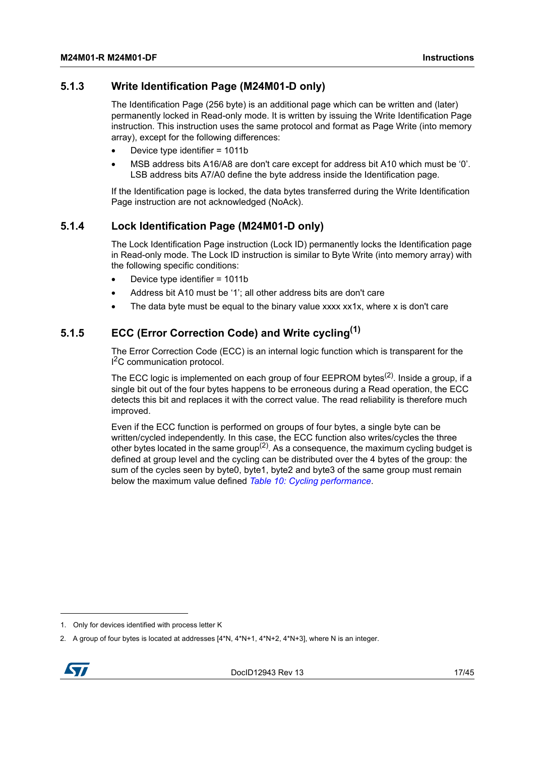### 5.1.3 Write Identification Page (M24M01-D only)

The Identification Page (256 byte) is an additional page which can be written and (later) permanently locked in Read-only mode. It is written by issuing the Write Identification Page instruction. This instruction uses the same protocol and format as Page Write (into memory array), except for the following differences:

- Device type identifier = 1011b
- MSB address bits A16/A8 are don't care except for address bit A10 which must be '0'. LSB address bits A7/A0 define the byte address inside the Identification page.

If the Identification page is locked, the data bytes transferred during the Write Identification Page instruction are not acknowledged (NoAck).

### 5.1.4 Lock Identification Page (M24M01-D only)

The Lock Identification Page instruction (Lock ID) permanently locks the Identification page in Read-only mode. The Lock ID instruction is similar to Byte Write (into memory array) with the following specific conditions:

- Device type identifier = 1011b
- Address bit A10 must be '1'; all other address bits are don't care
- The data byte must be equal to the binary value xxxx xx1x, where x is don't care

### 5.1.5 ECC (Error Correction Code) and Write cycling[1]

The Error Correction Code (ECC) is an internal logic function which is transparent for the $I^2C$ communication protocol.

The ECC logic is implemented on each group of four EEPROM bytes[2]. Inside a group, if a single bit out of the four bytes happens to be erroneous during a Read operation, the ECC detects this bit and replaces it with the correct value. The read reliability is therefore much improved.

Even if the ECC function is performed on groups of four bytes, a single byte can be written/cycled independently. In this case, the ECC function also writes/cycles the three other bytes located in the same group[2]. As a consequence, the maximum cycling budget is defined at group level and the cycling can be distributed over the 4 bytes of the group: the sum of the cycles seen by byte0, byte1, byte2 and byte3 of the same group must remain below the maximum value defined *Table 10: Cycling performance*.

---

1. Only for devices identified with process letter K
2. A group of four bytes is located at addresses [4*N, 4*N+1, 4*N+2, 4*N+3], where N is an integer.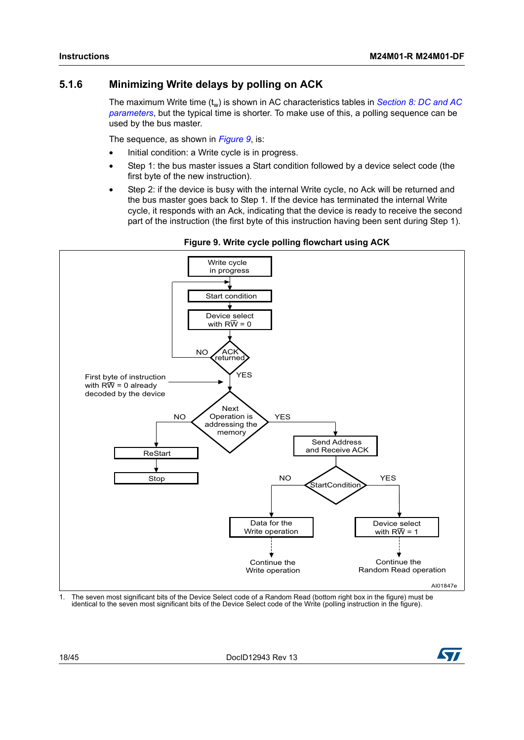### 5.1.6 Minimizing Write delays by polling on ACK

The maximum Write time ($t_w$) is shown in AC characteristics tables in *Section 8: DC and AC parameters*, but the typical time is shorter. To make use of this, a polling sequence can be used by the bus master.

The sequence, as shown in *Figure 9*, is:

- Initial condition: a Write cycle is in progress.
- Step 1: the bus master issues a Start condition followed by a device select code (the first byte of the new instruction).
- Step 2: if the device is busy with the internal Write cycle, no Ack will be returned and the bus master goes back to Step 1. If the device has terminated the internal Write cycle, it responds with an Ack, indicating that the device is ready to receive the second part of the instruction (the first byte of this instruction having been sent during Step 1).

**Figure 9. Write cycle polling flowchart using ACK**

Write cycle in progress

Start condition

Device select with $R\overline{W}$ = 0

ACK returned (NO: back to Start condition; YES: continue)

First byte of instruction with $R\overline{W}$ = 0 already decoded by the device

Next Operation is addressing the memory

NO: ReStart → Stop

YES: Send Address and Receive ACK → StartCondition

- NO: Data for the Write operation → Continue the Write operation
- YES: Device select with $R\overline{W}$ = 1 → Continue the Random Read operation

AI01847e

1. The seven most significant bits of the Device Select code of a Random Read (bottom right box in the figure) must be identical to the seven most significant bits of the Device Select code of the Write (polling instruction in the figure).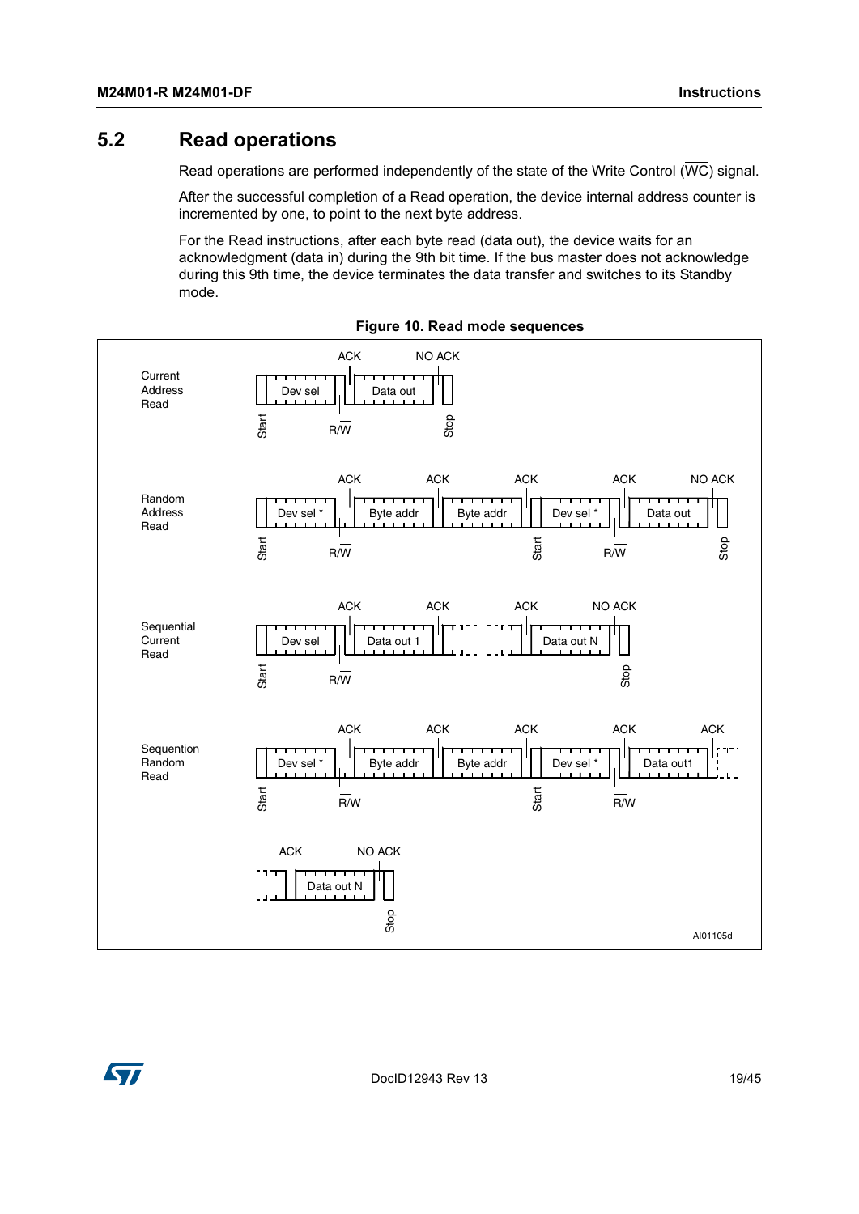## 5.2 Read operations

Read operations are performed independently of the state of the Write Control ($\overline{WC}$) signal.

After the successful completion of a Read operation, the device internal address counter is incremented by one, to point to the next byte address.

For the Read instructions, after each byte read (data out), the device waits for an acknowledgment (data in) during the 9th bit time. If the bus master does not acknowledge during this 9th time, the device terminates the data transfer and switches to its Standby mode.

**Figure 10. Read mode sequences**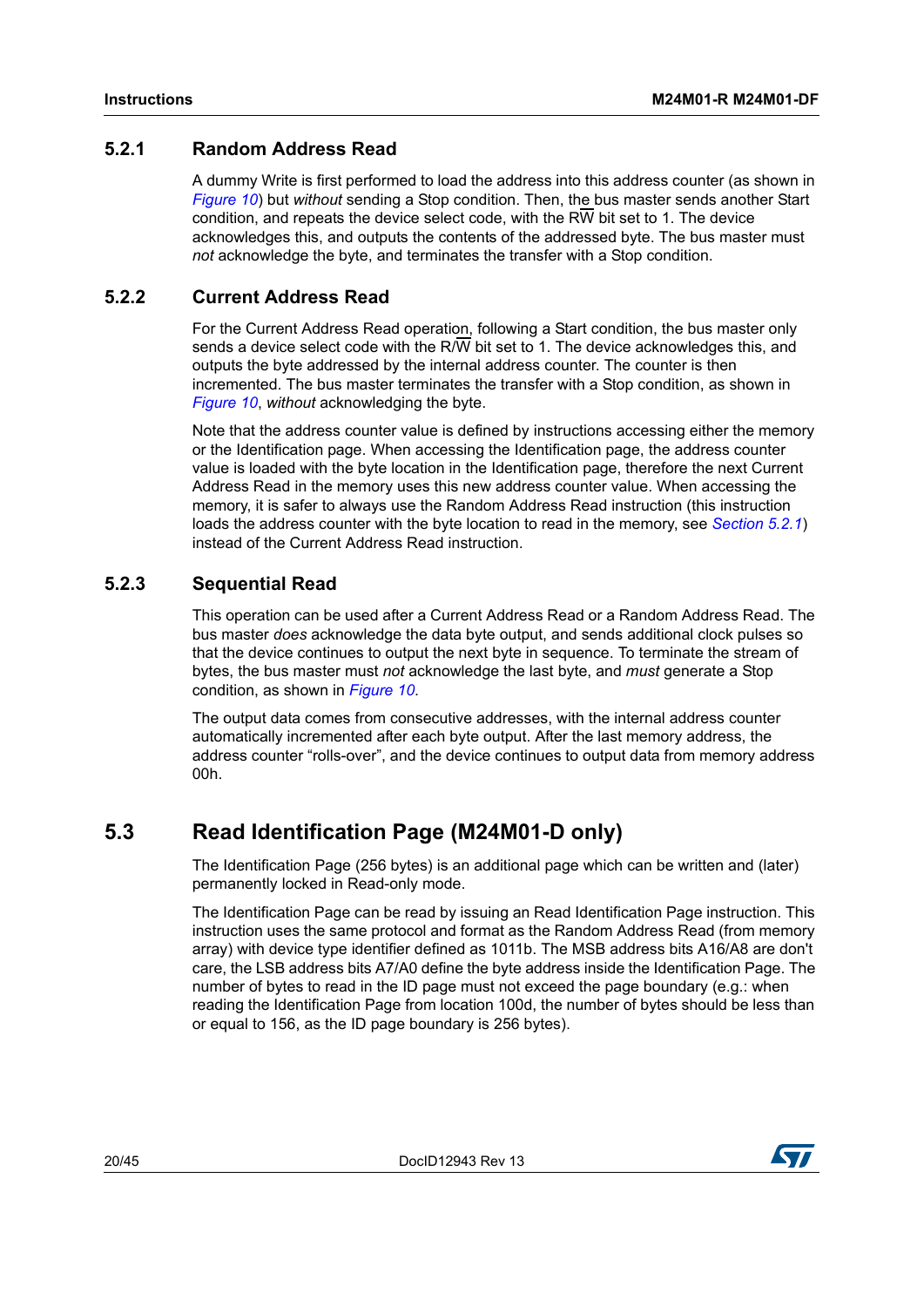### 5.2.1 Random Address Read

A dummy Write is first performed to load the address into this address counter (as shown in *Figure 10*) but *without* sending a Stop condition. Then, the bus master sends another Start condition, and repeats the device select code, with the RW bit set to 1. The device acknowledges this, and outputs the contents of the addressed byte. The bus master must *not* acknowledge the byte, and terminates the transfer with a Stop condition.

### 5.2.2 Current Address Read

For the Current Address Read operation, following a Start condition, the bus master only sends a device select code with the R/W bit set to 1. The device acknowledges this, and outputs the byte addressed by the internal address counter. The counter is then incremented. The bus master terminates the transfer with a Stop condition, as shown in *Figure 10*, *without* acknowledging the byte.

Note that the address counter value is defined by instructions accessing either the memory or the Identification page. When accessing the Identification page, the address counter value is loaded with the byte location in the Identification page, therefore the next Current Address Read in the memory uses this new address counter value. When accessing the memory, it is safer to always use the Random Address Read instruction (this instruction loads the address counter with the byte location to read in the memory, see *Section 5.2.1*) instead of the Current Address Read instruction.

### 5.2.3 Sequential Read

This operation can be used after a Current Address Read or a Random Address Read. The bus master *does* acknowledge the data byte output, and sends additional clock pulses so that the device continues to output the next byte in sequence. To terminate the stream of bytes, the bus master must *not* acknowledge the last byte, and *must* generate a Stop condition, as shown in *Figure 10*.

The output data comes from consecutive addresses, with the internal address counter automatically incremented after each byte output. After the last memory address, the address counter “rolls-over”, and the device continues to output data from memory address 00h.

## 5.3 Read Identification Page (M24M01-D only)

The Identification Page (256 bytes) is an additional page which can be written and (later) permanently locked in Read-only mode.

The Identification Page can be read by issuing an Read Identification Page instruction. This instruction uses the same protocol and format as the Random Address Read (from memory array) with device type identifier defined as 1011b. The MSB address bits A16/A8 are don't care, the LSB address bits A7/A0 define the byte address inside the Identification Page. The number of bytes to read in the ID page must not exceed the page boundary (e.g.: when reading the Identification Page from location 100d, the number of bytes should be less than or equal to 156, as the ID page boundary is 256 bytes).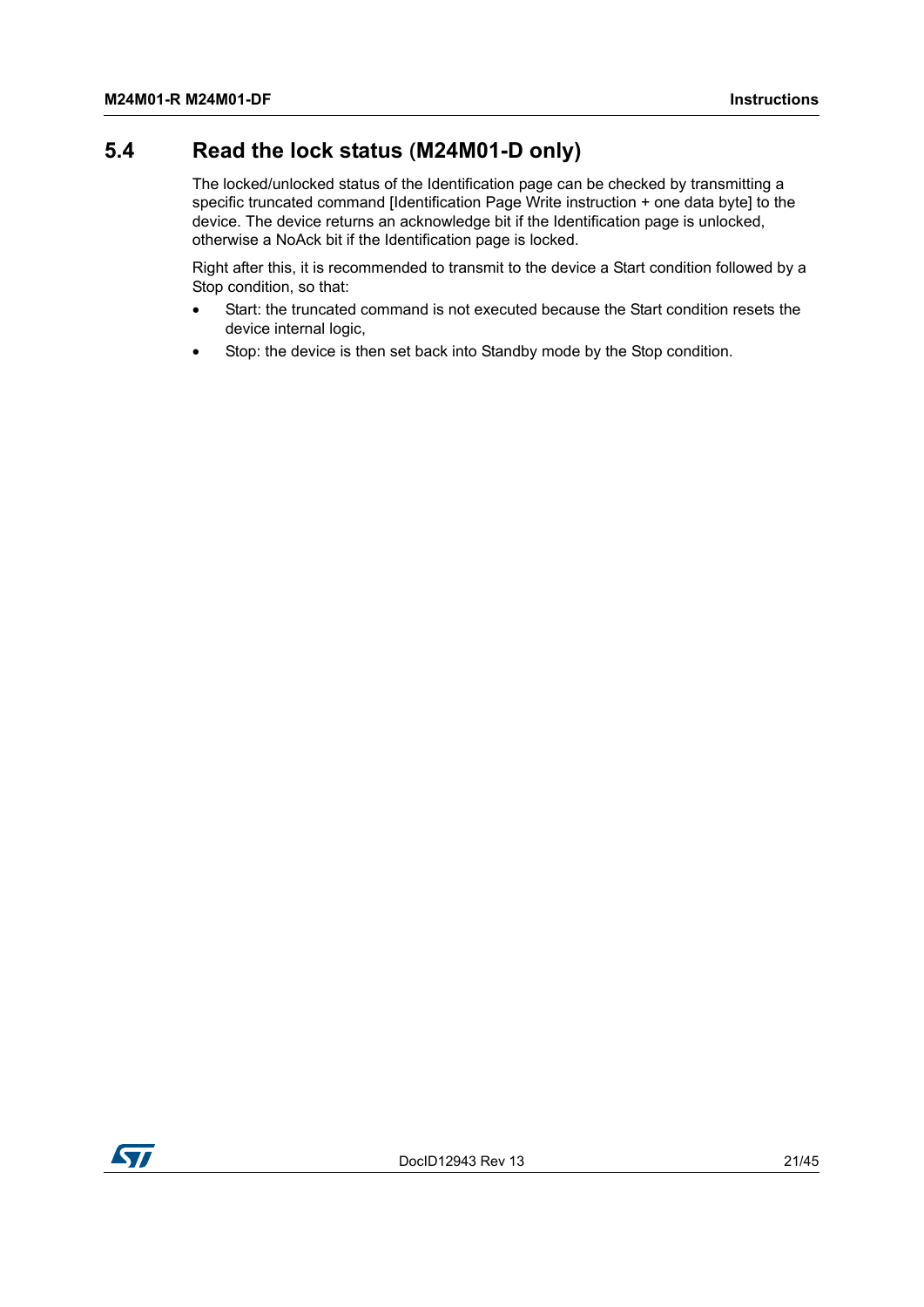## 5.4 Read the lock status (M24M01-D only)

The locked/unlocked status of the Identification page can be checked by transmitting a specific truncated command [Identification Page Write instruction + one data byte] to the device. The device returns an acknowledge bit if the Identification page is unlocked, otherwise a NoAck bit if the Identification page is locked.

Right after this, it is recommended to transmit to the device a Start condition followed by a Stop condition, so that:

- Start: the truncated command is not executed because the Start condition resets the device internal logic,
- Stop: the device is then set back into Standby mode by the Stop condition.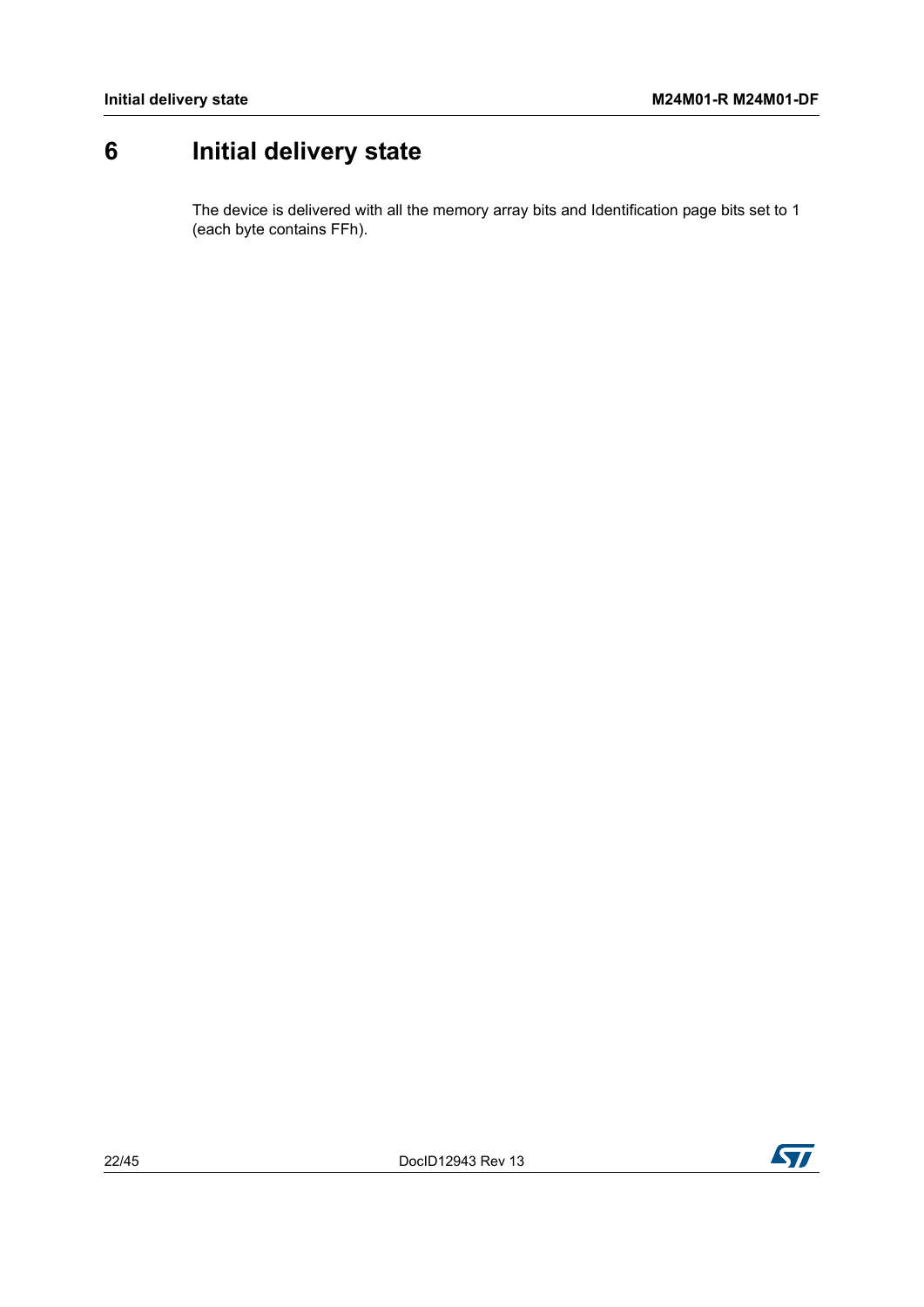# 6 Initial delivery state

The device is delivered with all the memory array bits and Identification page bits set to 1 (each byte contains FFh).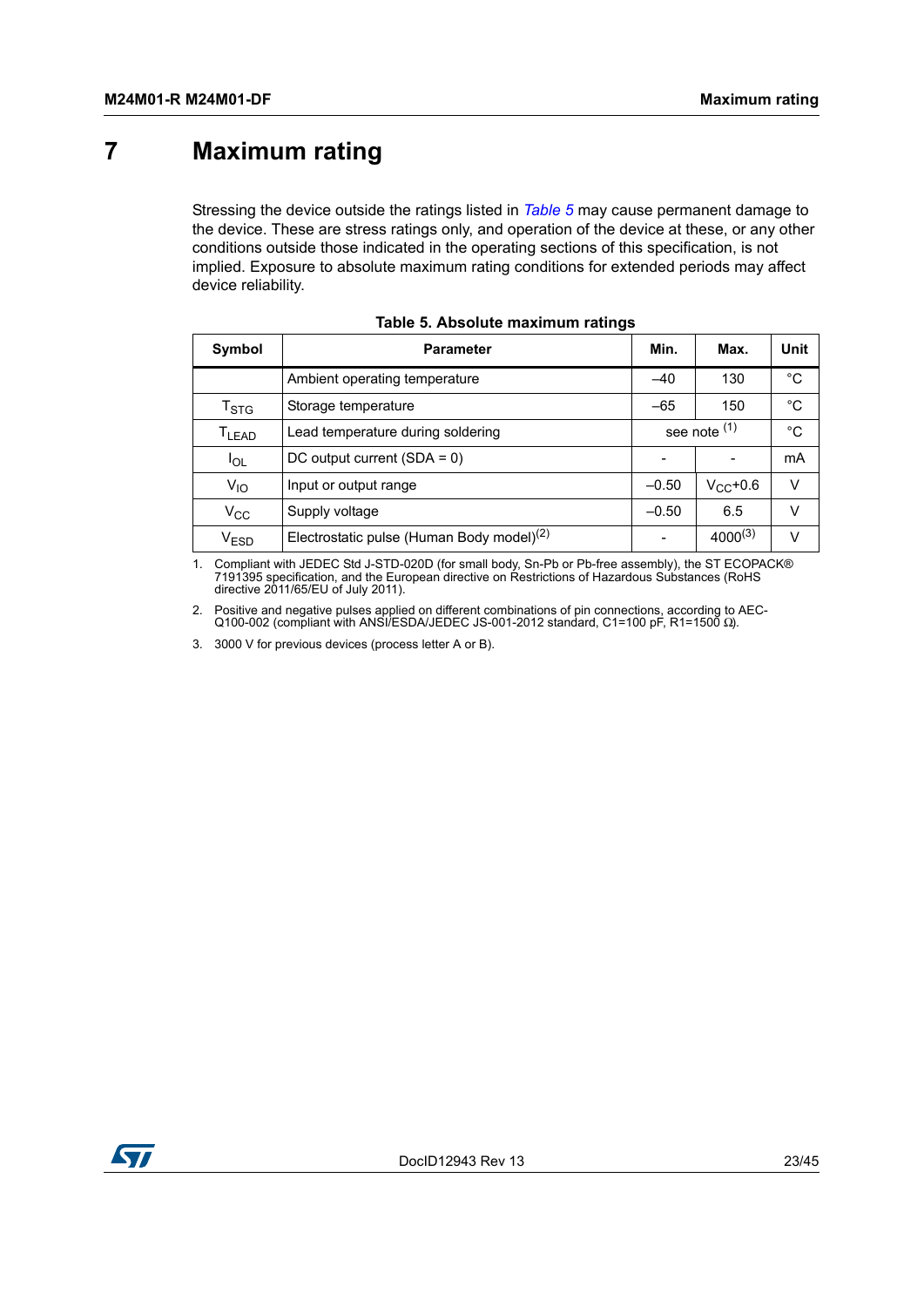# 7 Maximum rating

Stressing the device outside the ratings listed in *Table 5* may cause permanent damage to the device. These are stress ratings only, and operation of the device at these, or any other conditions outside those indicated in the operating sections of this specification, is not implied. Exposure to absolute maximum rating conditions for extended periods may affect device reliability.

**Table 5. Absolute maximum ratings**

| Symbol | Parameter | Min. | Max. | Unit |
|---|---|---|---|---|
| | Ambient operating temperature | –40 | 130 | °C |
| $T_{STG}$ | Storage temperature | –65 | 150 | °C |
| $T_{LEAD}$ | Lead temperature during soldering | see note [1] | | °C |
| $I_{OL}$ | DC output current (SDA = 0) | - | - | mA |
| $V_{IO}$ | Input or output range | –0.50 | $V_{CC}$+0.6 | V |
| $V_{CC}$ | Supply voltage | –0.50 | 6.5 | V |
| $V_{ESD}$ | Electrostatic pulse (Human Body model)[2] | - | 4000[3] | V |

1. Compliant with JEDEC Std J-STD-020D (for small body, Sn-Pb or Pb-free assembly), the ST ECOPACK® 7191395 specification, and the European directive on Restrictions of Hazardous Substances (RoHS directive 2011/65/EU of July 2011).
2. Positive and negative pulses applied on different combinations of pin connections, according to AEC-Q100-002 (compliant with ANSI/ESDA/JEDEC JS-001-2012 standard, C1=100 pF, R1=1500 Ω).
3. 3000 V for previous devices (process letter A or B).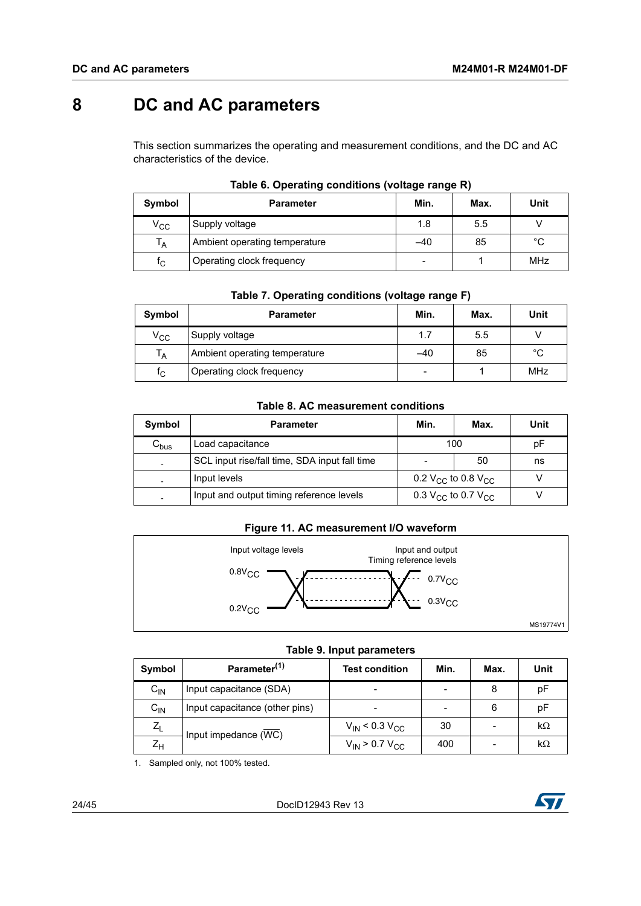# 8 DC and AC parameters

This section summarizes the operating and measurement conditions, and the DC and AC characteristics of the device.

**Table 6. Operating conditions (voltage range R)**

| Symbol | Parameter | Min. | Max. | Unit |
|---|---|---|---|---|
| $V_{CC}$ | Supply voltage | 1.8 | 5.5 | V |
| $T_A$ | Ambient operating temperature | –40 | 85 | °C |
| $f_C$ | Operating clock frequency | - | 1 | MHz |

**Table 7. Operating conditions (voltage range F)**

| Symbol | Parameter | Min. | Max. | Unit |
|---|---|---|---|---|
| $V_{CC}$ | Supply voltage | 1.7 | 5.5 | V |
| $T_A$ | Ambient operating temperature | –40 | 85 | °C |
| $f_C$ | Operating clock frequency | - | 1 | MHz |

**Table 8. AC measurement conditions**

| Symbol | Parameter | Min. | Max. | Unit |
|---|---|---|---|---|
| $C_{bus}$ | Load capacitance | 100 | | pF |
| - | SCL input rise/fall time, SDA input fall time | - | 50 | ns |
| - | Input levels | $0.2\ V_{CC}$ to $0.8\ V_{CC}$ | | V |
| - | Input and output timing reference levels | $0.3\ V_{CC}$ to $0.7\ V_{CC}$ | | V |

**Figure 11. AC measurement I/O waveform**

Input voltage levels: $0.8V_{CC}$, $0.2V_{CC}$. Input and output Timing reference levels: $0.7V_{CC}$, $0.3V_{CC}$.

MS19774V1

**Table 9. Input parameters**

| Symbol | Parameter[1] | Test condition | Min. | Max. | Unit |
|---|---|---|---|---|---|
| $C_{IN}$ | Input capacitance (SDA) | - | - | 8 | pF |
| $C_{IN}$ | Input capacitance (other pins) | - | - | 6 | pF |
| $Z_L$ | Input impedance ($\overline{WC}$) | $V_{IN} < 0.3\ V_{CC}$ | 30 | - | kΩ |
| $Z_H$ | | $V_{IN} > 0.7\ V_{CC}$ | 400 | - | kΩ |

1. Sampled only, not 100% tested.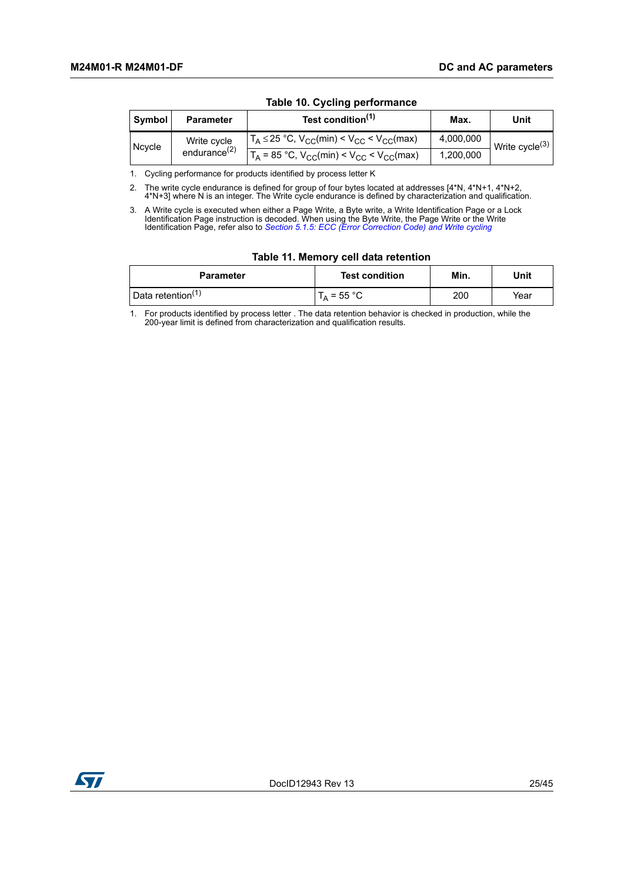**Table 10. Cycling performance**

| Symbol | Parameter | Test condition[1] | Max. | Unit |
|---|---|---|---|---|
| Ncycle | Write cycle endurance[2] | $T_A \leq 25$ °C, $V_{CC}(min) < V_{CC} < V_{CC}(max)$ | 4,000,000 | Write cycle[3] |
| | | $T_A = 85$ °C, $V_{CC}(min) < V_{CC} < V_{CC}(max)$ | 1,200,000 | |

1. Cycling performance for products identified by process letter K
2. The write cycle endurance is defined for group of four bytes located at addresses [4*N, 4*N+1, 4*N+2, 4*N+3] where N is an integer. The Write cycle endurance is defined by characterization and qualification.
3. A Write cycle is executed when either a Page Write, a Byte write, a Write Identification Page or a Lock Identification Page instruction is decoded. When using the Byte Write, the Page Write or the Write Identification Page, refer also to *Section 5.1.5: ECC (Error Correction Code) and Write cycling*

**Table 11. Memory cell data retention**

| Parameter | Test condition | Min. | Unit |
|---|---|---|---|
| Data retention[1] | $T_A = 55$ °C | 200 | Year |

1. For products identified by process letter . The data retention behavior is checked in production, while the 200-year limit is defined from characterization and qualification results.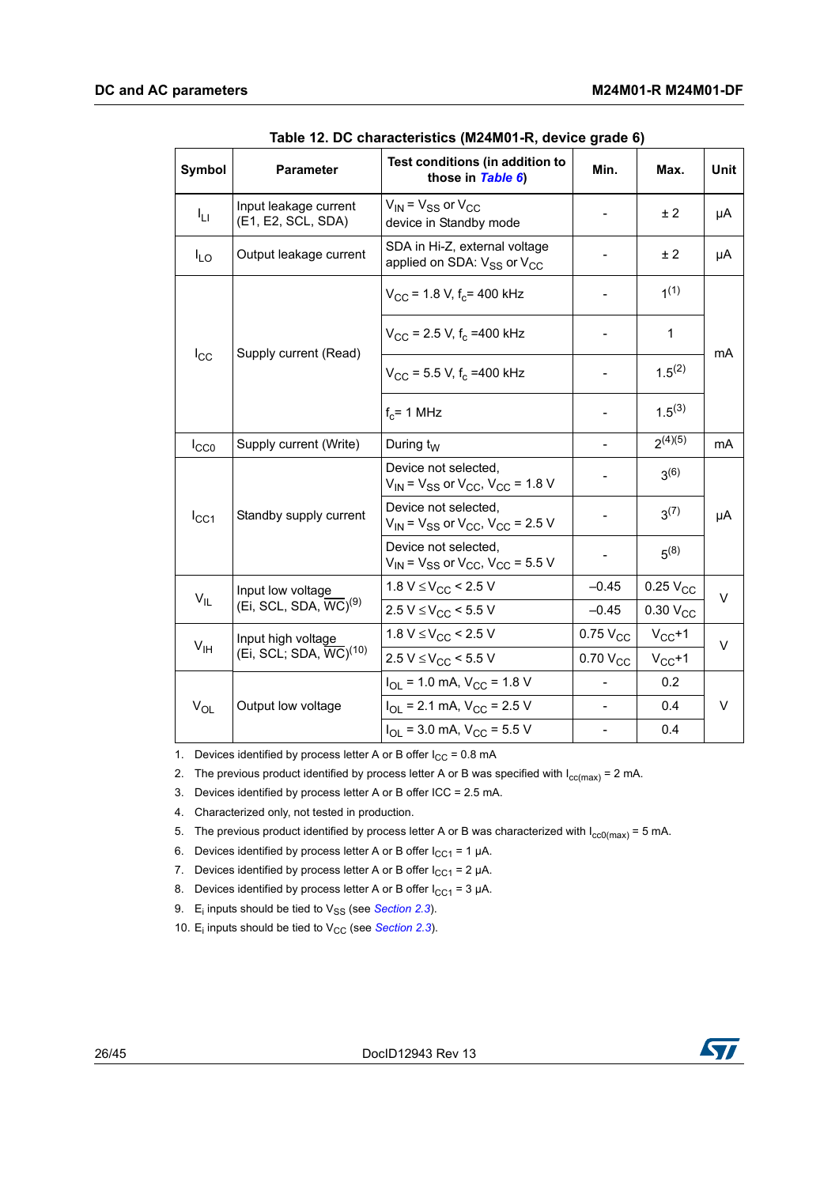**Table 12. DC characteristics (M24M01-R, device grade 6)**

| Symbol | Parameter | Test conditions (in addition to those in *Table 6*) | Min. | Max. | Unit |
|---|---|---|---|---|---|
| $I_{LI}$ | Input leakage current (E1, E2, SCL, SDA) | $V_{IN}$ = $V_{SS}$ or $V_{CC}$ device in Standby mode | - | ± 2 | µA |
| $I_{LO}$ | Output leakage current | SDA in Hi-Z, external voltage applied on SDA: $V_{SS}$ or $V_{CC}$ | - | ± 2 | µA |
| $I_{CC}$ | Supply current (Read) | $V_{CC}$ = 1.8 V, $f_c$= 400 kHz | - | 1[1] | mA |
| | | $V_{CC}$ = 2.5 V, $f_c$ =400 kHz | - | 1 | |
| | | $V_{CC}$ = 5.5 V, $f_c$ =400 kHz | - | 1.5[2] | |
| | | $f_c$= 1 MHz | - | 1.5[3] | |
| $I_{CC0}$ | Supply current (Write) | During $t_W$ | - | 2[4][5] | mA |
| $I_{CC1}$ | Standby supply current | Device not selected, $V_{IN}$ = $V_{SS}$ or $V_{CC}$, $V_{CC}$ = 1.8 V | - | 3[6] | µA |
| | | Device not selected, $V_{IN}$ = $V_{SS}$ or $V_{CC}$, $V_{CC}$ = 2.5 V | - | 3[7] | |
| | | Device not selected, $V_{IN}$ = $V_{SS}$ or $V_{CC}$, $V_{CC}$ = 5.5 V | - | 5[8] | |
| $V_{IL}$ | Input low voltage (Ei, SCL, SDA, $\overline{WC}$)[9] | 1.8 V ≤ $V_{CC}$ < 2.5 V | –0.45 | 0.25 $V_{CC}$ | V |
| | | 2.5 V ≤ $V_{CC}$ < 5.5 V | –0.45 | 0.30 $V_{CC}$ | |
| $V_{IH}$ | Input high voltage (Ei, SCL; SDA, $\overline{WC}$)[10] | 1.8 V ≤ $V_{CC}$ < 2.5 V | 0.75 $V_{CC}$ | $V_{CC}$+1 | V |
| | | 2.5 V ≤ $V_{CC}$ < 5.5 V | 0.70 $V_{CC}$ | $V_{CC}$+1 | |
| $V_{OL}$ | Output low voltage | $I_{OL}$ = 1.0 mA, $V_{CC}$ = 1.8 V | - | 0.2 | V |
| | | $I_{OL}$ = 2.1 mA, $V_{CC}$ = 2.5 V | - | 0.4 | |
| | | $I_{OL}$ = 3.0 mA, $V_{CC}$ = 5.5 V | - | 0.4 | |

1. Devices identified by process letter A or B offer $I_{CC}$ = 0.8 mA
2. The previous product identified by process letter A or B was specified with $I_{cc(max)}$ = 2 mA.
3. Devices identified by process letter A or B offer ICC = 2.5 mA.
4. Characterized only, not tested in production.
5. The previous product identified by process letter A or B was characterized with $I_{cc0(max)}$ = 5 mA.
6. Devices identified by process letter A or B offer $I_{CC1}$ = 1 µA.
7. Devices identified by process letter A or B offer $I_{CC1}$ = 2 µA.
8. Devices identified by process letter A or B offer $I_{CC1}$ = 3 µA.
9. $E_i$ inputs should be tied to $V_{SS}$ (see *Section 2.3*).
10. $E_i$ inputs should be tied to $V_{CC}$ (see *Section 2.3*).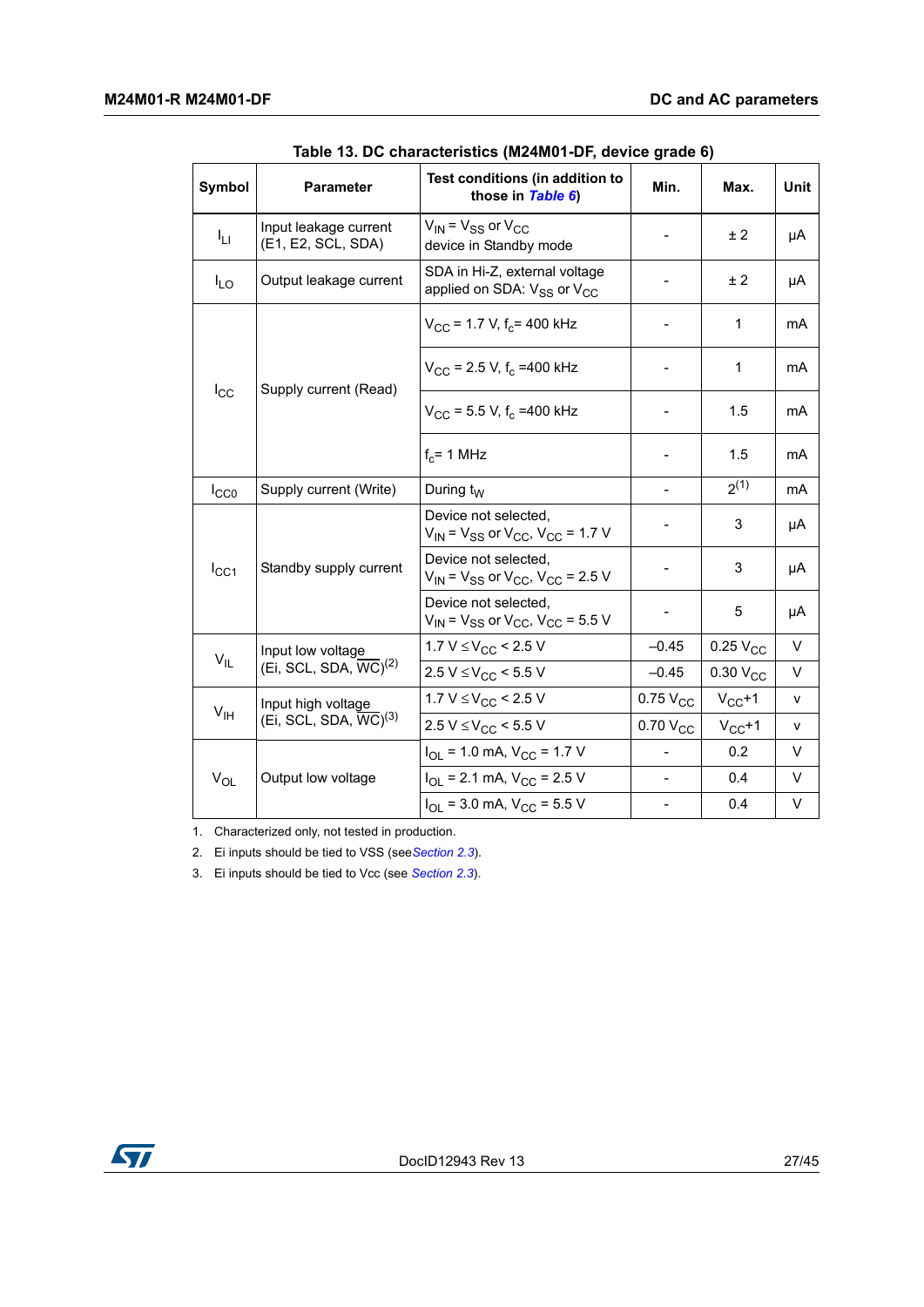**Table 13. DC characteristics (M24M01-DF, device grade 6)**

| Symbol | Parameter | Test conditions (in addition to those in *Table 6*) | Min. | Max. | Unit |
|---|---|---|---|---|---|
| $I_{LI}$ | Input leakage current (E1, E2, SCL, SDA) | $V_{IN} = V_{SS}$ or $V_{CC}$ device in Standby mode | - | ± 2 | µA |
| $I_{LO}$ | Output leakage current | SDA in Hi-Z, external voltage applied on SDA: $V_{SS}$ or $V_{CC}$ | - | ± 2 | µA |
| $I_{CC}$ | Supply current (Read) | $V_{CC}$ = 1.7 V, $f_c$= 400 kHz | - | 1 | mA |
| | | $V_{CC}$ = 2.5 V, $f_c$ =400 kHz | - | 1 | mA |
| | | $V_{CC}$ = 5.5 V, $f_c$ =400 kHz | - | 1.5 | mA |
| | | $f_c$= 1 MHz | - | 1.5 | mA |
| $I_{CC0}$ | Supply current (Write) | During $t_W$ | - | 2[1] | mA |
| $I_{CC1}$ | Standby supply current | Device not selected, $V_{IN} = V_{SS}$ or $V_{CC}$, $V_{CC}$ = 1.7 V | - | 3 | µA |
| | | Device not selected, $V_{IN} = V_{SS}$ or $V_{CC}$, $V_{CC}$ = 2.5 V | - | 3 | µA |
| | | Device not selected, $V_{IN} = V_{SS}$ or $V_{CC}$, $V_{CC}$ = 5.5 V | - | 5 | µA |
| $V_{IL}$ | Input low voltage (Ei, SCL, SDA, $\overline{WC}$)[2] | 1.7 V ≤ $V_{CC}$ < 2.5 V | –0.45 | 0.25 $V_{CC}$ | V |
| | | 2.5 V ≤ $V_{CC}$ < 5.5 V | –0.45 | 0.30 $V_{CC}$ | V |
| $V_{IH}$ | Input high voltage (Ei, SCL, SDA, $\overline{WC}$)[3] | 1.7 V ≤ $V_{CC}$ < 2.5 V | 0.75 $V_{CC}$ | $V_{CC}$+1 | v |
| | | 2.5 V ≤ $V_{CC}$ < 5.5 V | 0.70 $V_{CC}$ | $V_{CC}$+1 | v |
| $V_{OL}$ | Output low voltage | $I_{OL}$ = 1.0 mA, $V_{CC}$ = 1.7 V | - | 0.2 | V |
| | | $I_{OL}$ = 2.1 mA, $V_{CC}$ = 2.5 V | - | 0.4 | V |
| | | $I_{OL}$ = 3.0 mA, $V_{CC}$ = 5.5 V | - | 0.4 | V |

1. Characterized only, not tested in production.
2. Ei inputs should be tied to VSS (see *Section 2.3*).
3. Ei inputs should be tied to Vcc (see *Section 2.3*).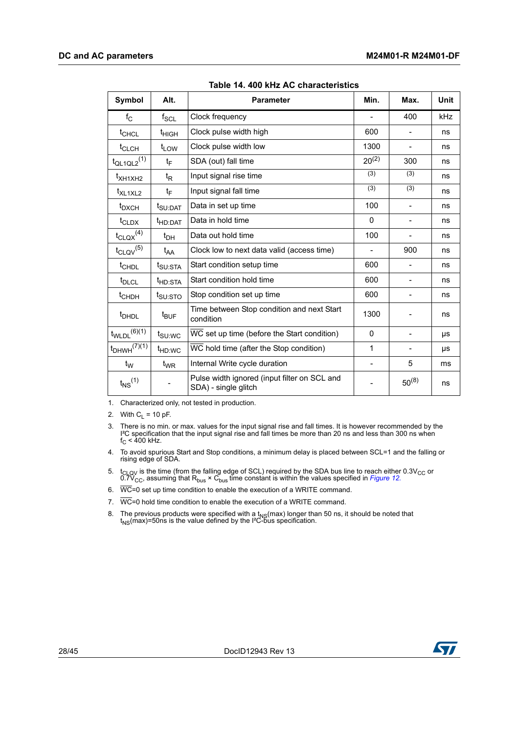**Table 14. 400 kHz AC characteristics**

| Symbol | Alt. | Parameter | Min. | Max. | Unit |
|---|---|---|---|---|---|
| $f_C$ | $f_{SCL}$ | Clock frequency | - | 400 | kHz |
| $t_{CHCL}$ | $t_{HIGH}$ | Clock pulse width high | 600 | - | ns |
| $t_{CLCH}$ | $t_{LOW}$ | Clock pulse width low | 1300 | - | ns |
| $t_{QL1QL2}$(1) | $t_F$ | SDA (out) fall time | 20(2) | 300 | ns |
| $t_{XH1XH2}$ | $t_R$ | Input signal rise time | (3) | (3) | ns |
| $t_{XL1XL2}$ | $t_F$ | Input signal fall time | (3) | (3) | ns |
| $t_{DXCH}$ | $t_{SU:DAT}$ | Data in set up time | 100 | - | ns |
| $t_{CLDX}$ | $t_{HD:DAT}$ | Data in hold time | 0 | - | ns |
| $t_{CLQX}$(4) | $t_{DH}$ | Data out hold time | 100 | - | ns |
| $t_{CLQV}$(5) | $t_{AA}$ | Clock low to next data valid (access time) | - | 900 | ns |
| $t_{CHDL}$ | $t_{SU:STA}$ | Start condition setup time | 600 | - | ns |
| $t_{DLCL}$ | $t_{HD:STA}$ | Start condition hold time | 600 | - | ns |
| $t_{CHDH}$ | $t_{SU:STO}$ | Stop condition set up time | 600 | - | ns |
| $t_{DHDL}$ | $t_{BUF}$ | Time between Stop condition and next Start condition | 1300 | - | ns |
| $t_{WLDL}$(6)(1) | $t_{SU:WC}$ | $\overline{WC}$ set up time (before the Start condition) | 0 | - | µs |
| $t_{DHWH}$(7)(1) | $t_{HD:WC}$ | $\overline{WC}$ hold time (after the Stop condition) | 1 | - | µs |
| $t_W$ | $t_{WR}$ | Internal Write cycle duration | - | 5 | ms |
| $t_{NS}$(1) | - | Pulse width ignored (input filter on SCL and SDA) - single glitch | - | 50(8) | ns |

1. Characterized only, not tested in production.
2. With $C_L$ = 10 pF.
3. There is no min. or max. values for the input signal rise and fall times. It is however recommended by the I²C specification that the input signal rise and fall times be more than 20 ns and less than 300 ns when $f_C$ < 400 kHz.
4. To avoid spurious Start and Stop conditions, a minimum delay is placed between SCL=1 and the falling or rising edge of SDA.
5. $t_{CLQV}$ is the time (from the falling edge of SCL) required by the SDA bus line to reach either $0.3V_{CC}$ or $0.7V_{CC}$, assuming that $R_{bus} \times C_{bus}$ time constant is within the values specified in *Figure 12.*
6. $\overline{WC}$=0 set up time condition to enable the execution of a WRITE command.
7. $\overline{WC}$=0 hold time condition to enable the execution of a WRITE command.
8. The previous products were specified with a $t_{NS}$(max) longer than 50 ns, it should be noted that $t_{NS}$(max)=50ns is the value defined by the I²C-bus specification.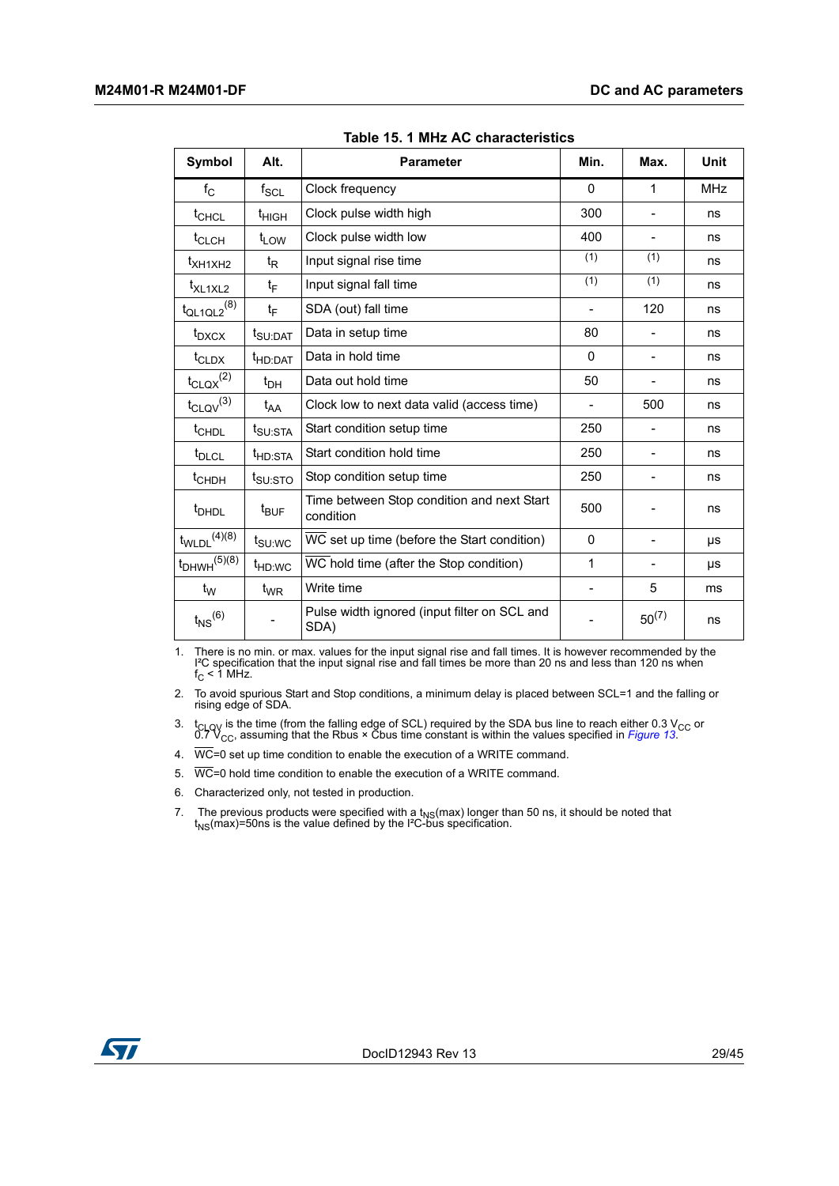Table 15. 1 MHz AC characteristics

| Symbol | Alt. | Parameter | Min. | Max. | Unit |
|---|---|---|---|---|---|
| $f_C$ | $f_{SCL}$ | Clock frequency | 0 | 1 | MHz |
| $t_{CHCL}$ | $t_{HIGH}$ | Clock pulse width high | 300 | - | ns |
| $t_{CLCH}$ | $t_{LOW}$ | Clock pulse width low | 400 | - | ns |
| $t_{XH1XH2}$ | $t_R$ | Input signal rise time | (1) | (1) | ns |
| $t_{XL1XL2}$ | $t_F$ | Input signal fall time | (1) | (1) | ns |
| $t_{QL1QL2}$ (8) | $t_F$ | SDA (out) fall time | - | 120 | ns |
| $t_{DXCX}$ | $t_{SU:DAT}$ | Data in setup time | 80 | - | ns |
| $t_{CLDX}$ | $t_{HD:DAT}$ | Data in hold time | 0 | - | ns |
| $t_{CLQX}$ (2) | $t_{DH}$ | Data out hold time | 50 | - | ns |
| $t_{CLQV}$ (3) | $t_{AA}$ | Clock low to next data valid (access time) | - | 500 | ns |
| $t_{CHDL}$ | $t_{SU:STA}$ | Start condition setup time | 250 | - | ns |
| $t_{DLCL}$ | $t_{HD:STA}$ | Start condition hold time | 250 | - | ns |
| $t_{CHDH}$ | $t_{SU:STO}$ | Stop condition setup time | 250 | - | ns |
| $t_{DHDL}$ | $t_{BUF}$ | Time between Stop condition and next Start condition | 500 | - | ns |
| $t_{WLDL}$ (4)(8) | $t_{SU:WC}$ | $\overline{WC}$ set up time (before the Start condition) | 0 | - | µs |
| $t_{DHWH}$ (5)(8) | $t_{HD:WC}$ | $\overline{WC}$ hold time (after the Stop condition) | 1 | - | µs |
| $t_W$ | $t_{WR}$ | Write time | - | 5 | ms |
| $t_{NS}$ (6) | - | Pulse width ignored (input filter on SCL and SDA) | - | 50 (7) | ns |

1. There is no min. or max. values for the input signal rise and fall times. It is however recommended by the I²C specification that the input signal rise and fall times be more than 20 ns and less than 120 ns when $f_C$ < 1 MHz.
2. To avoid spurious Start and Stop conditions, a minimum delay is placed between SCL=1 and the falling or rising edge of SDA.
3. $t_{CLQV}$ is the time (from the falling edge of SCL) required by the SDA bus line to reach either 0.3 $V_{CC}$ or 0.7 $V_{CC}$, assuming that the Rbus × Cbus time constant is within the values specified in *Figure 13*.
4. $\overline{WC}$=0 set up time condition to enable the execution of a WRITE command.
5. $\overline{WC}$=0 hold time condition to enable the execution of a WRITE command.
6. Characterized only, not tested in production.
7. The previous products were specified with a $t_{NS}$(max) longer than 50 ns, it should be noted that $t_{NS}$(max)=50ns is the value defined by the I²C-bus specification.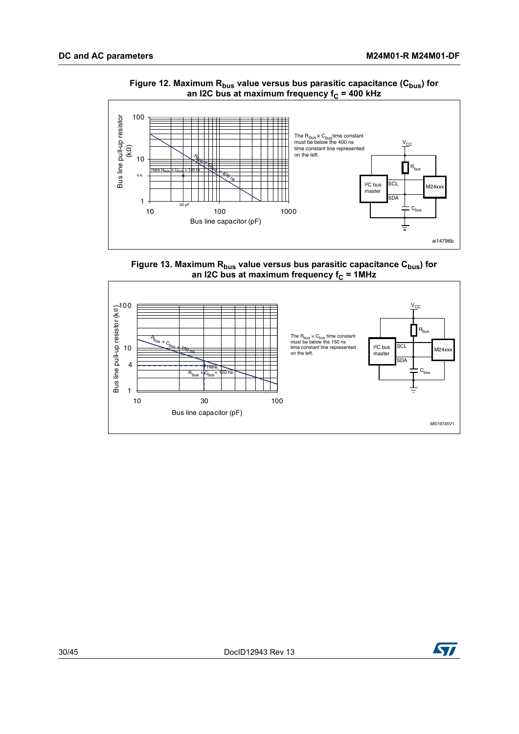**Figure 12. Maximum $R_{bus}$ value versus bus parasitic capacitance ($C_{bus}$) for an I2C bus at maximum frequency $f_C$ = 400 kHz**

The $R_{bus} \times C_{bus}$ time constant must be below the 400 ns time constant line represented on the left.

**Figure 13. Maximum $R_{bus}$ value versus bus parasitic capacitance $C_{bus}$) for an I2C bus at maximum frequency $f_C$ = 1MHz**

The $R_{bus} \times C_{bus}$ time constant must be below the 150 ns time constant line represented on the left.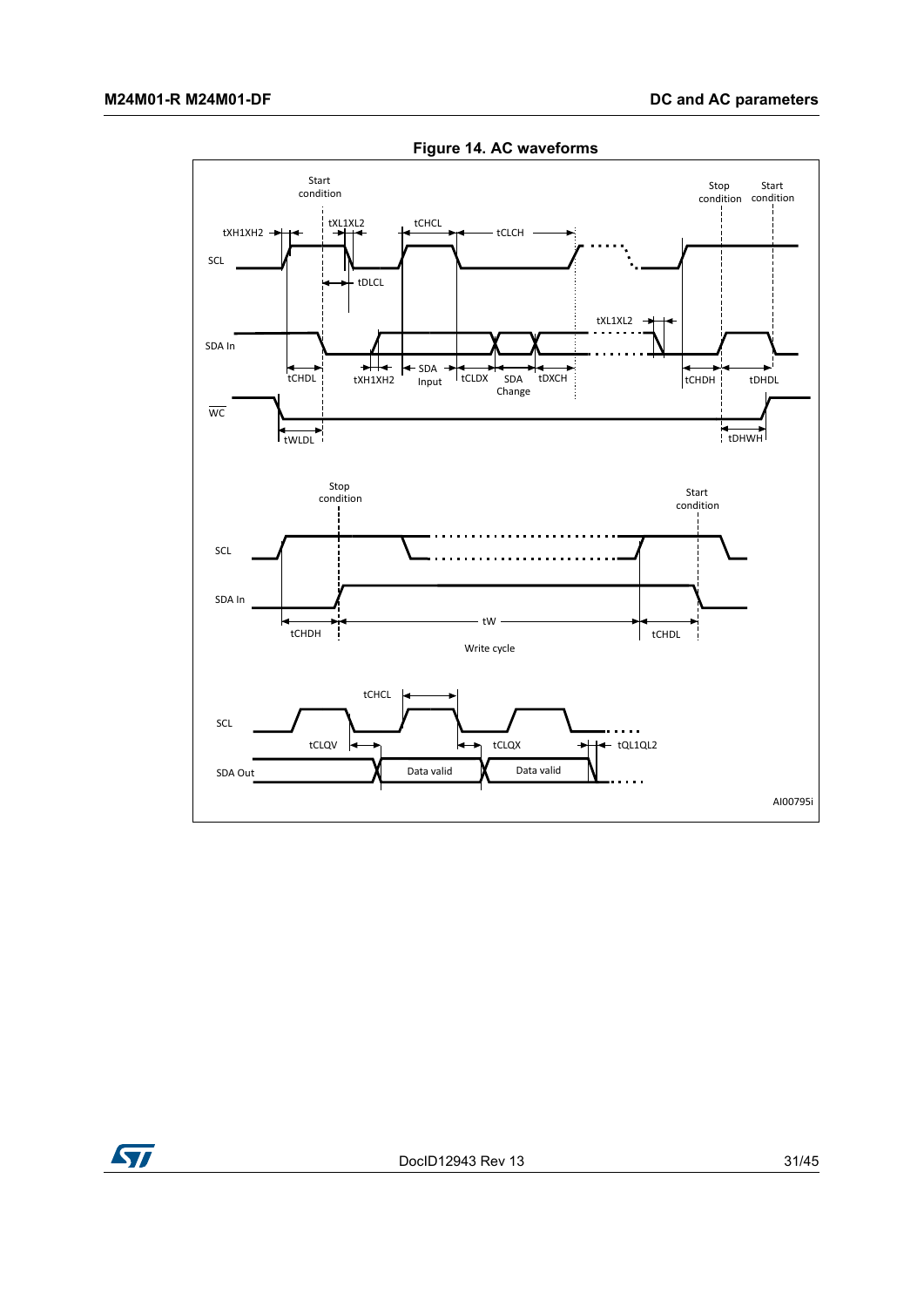**Figure 14. AC waveforms**

AI00795i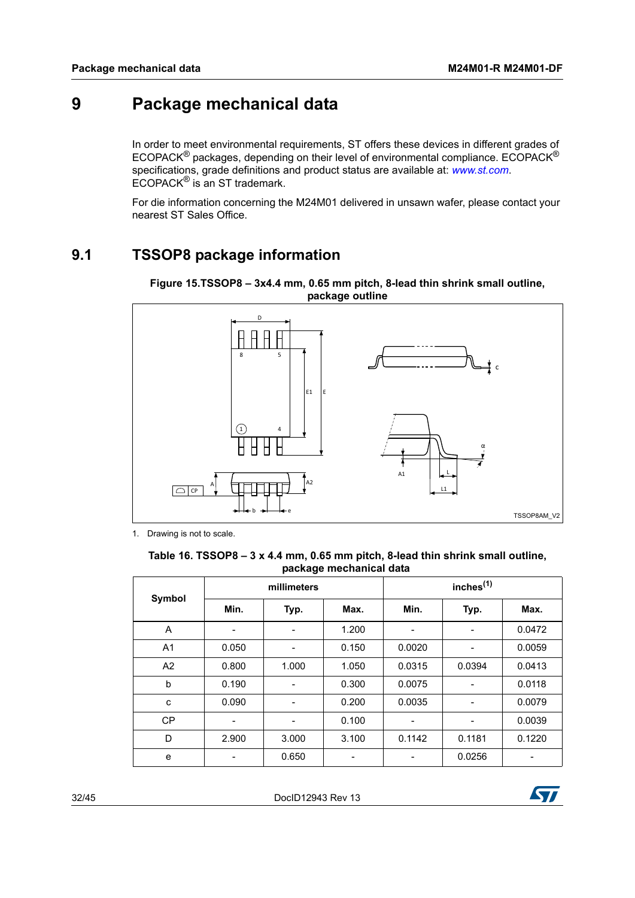# 9 Package mechanical data

In order to meet environmental requirements, ST offers these devices in different grades of ECOPACK® packages, depending on their level of environmental compliance. ECOPACK® specifications, grade definitions and product status are available at: *www.st.com*. ECOPACK® is an ST trademark.

For die information concerning the M24M01 delivered in unsawn wafer, please contact your nearest ST Sales Office.

## 9.1 TSSOP8 package information

**Figure 15.TSSOP8 – 3x4.4 mm, 0.65 mm pitch, 8-lead thin shrink small outline, package outline**

1. Drawing is not to scale.

**Table 16. TSSOP8 – 3 x 4.4 mm, 0.65 mm pitch, 8-lead thin shrink small outline, package mechanical data**

| Symbol | millimeters | | | inches[1] | | |
|---|---|---|---|---|---|---|
| | Min. | Typ. | Max. | Min. | Typ. | Max. |
| A | - | - | 1.200 | - | - | 0.0472 |
| A1 | 0.050 | - | 0.150 | 0.0020 | - | 0.0059 |
| A2 | 0.800 | 1.000 | 1.050 | 0.0315 | 0.0394 | 0.0413 |
| b | 0.190 | - | 0.300 | 0.0075 | - | 0.0118 |
| c | 0.090 | - | 0.200 | 0.0035 | - | 0.0079 |
| CP | - | - | 0.100 | - | - | 0.0039 |
| D | 2.900 | 3.000 | 3.100 | 0.1142 | 0.1181 | 0.1220 |
| e | - | 0.650 | - | - | 0.0256 | - |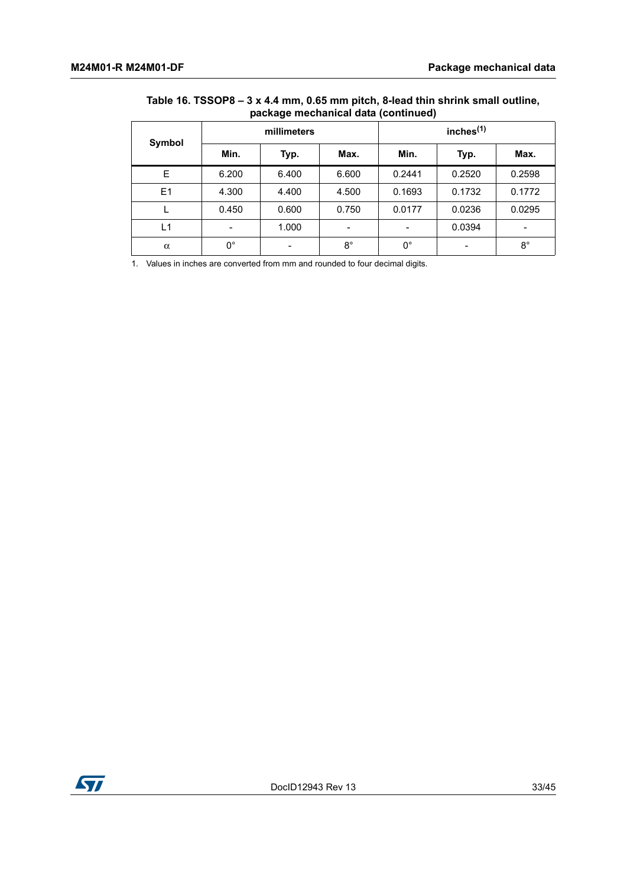**Table 16. TSSOP8 – 3 x 4.4 mm, 0.65 mm pitch, 8-lead thin shrink small outline, package mechanical data (continued)**

| Symbol | millimeters | | | inches[(1)] | | |
|---|---|---|---|---|---|---|
| | Min. | Typ. | Max. | Min. | Typ. | Max. |
| E | 6.200 | 6.400 | 6.600 | 0.2441 | 0.2520 | 0.2598 |
| E1 | 4.300 | 4.400 | 4.500 | 0.1693 | 0.1732 | 0.1772 |
| L | 0.450 | 0.600 | 0.750 | 0.0177 | 0.0236 | 0.0295 |
| L1 | - | 1.000 | - | - | 0.0394 | - |
| α | 0° | - | 8° | 0° | - | 8° |

1. Values in inches are converted from mm and rounded to four decimal digits.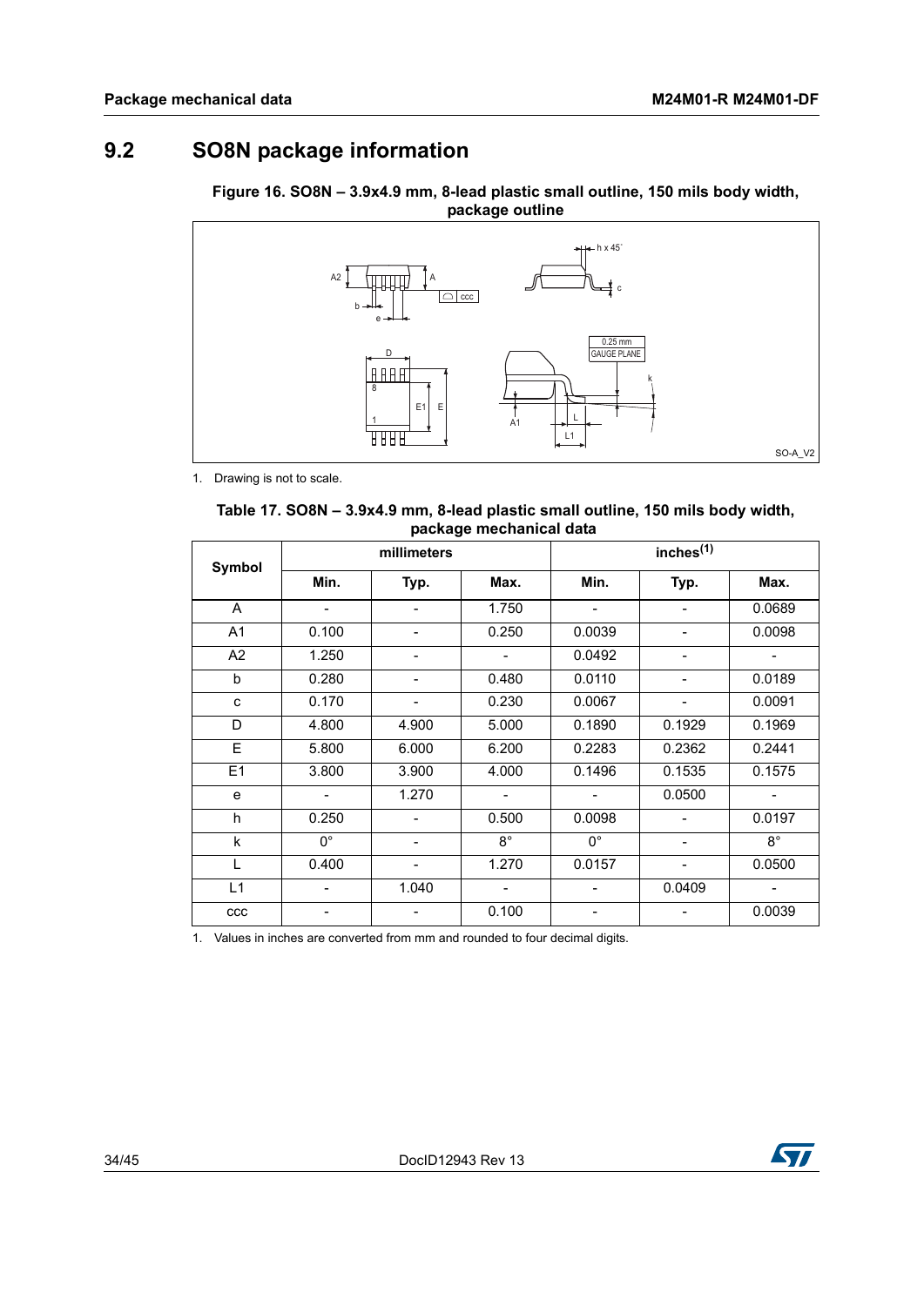## 9.2 SO8N package information

**Figure 16. SO8N – 3.9x4.9 mm, 8-lead plastic small outline, 150 mils body width, package outline**

1. Drawing is not to scale.

**Table 17. SO8N – 3.9x4.9 mm, 8-lead plastic small outline, 150 mils body width, package mechanical data**

| Symbol | millimeters | | | inches[(1)] | | |
|---|---|---|---|---|---|---|
| | Min. | Typ. | Max. | Min. | Typ. | Max. |
| A | - | - | 1.750 | - | - | 0.0689 |
| A1 | 0.100 | - | 0.250 | 0.0039 | - | 0.0098 |
| A2 | 1.250 | - | - | 0.0492 | - | - |
| b | 0.280 | - | 0.480 | 0.0110 | - | 0.0189 |
| c | 0.170 | - | 0.230 | 0.0067 | - | 0.0091 |
| D | 4.800 | 4.900 | 5.000 | 0.1890 | 0.1929 | 0.1969 |
| E | 5.800 | 6.000 | 6.200 | 0.2283 | 0.2362 | 0.2441 |
| E1 | 3.800 | 3.900 | 4.000 | 0.1496 | 0.1535 | 0.1575 |
| e | - | 1.270 | - | - | 0.0500 | - |
| h | 0.250 | - | 0.500 | 0.0098 | - | 0.0197 |
| k | 0° | - | 8° | 0° | - | 8° |
| L | 0.400 | - | 1.270 | 0.0157 | - | 0.0500 |
| L1 | - | 1.040 | - | - | 0.0409 | - |
| ccc | - | - | 0.100 | - | - | 0.0039 |

1. Values in inches are converted from mm and rounded to four decimal digits.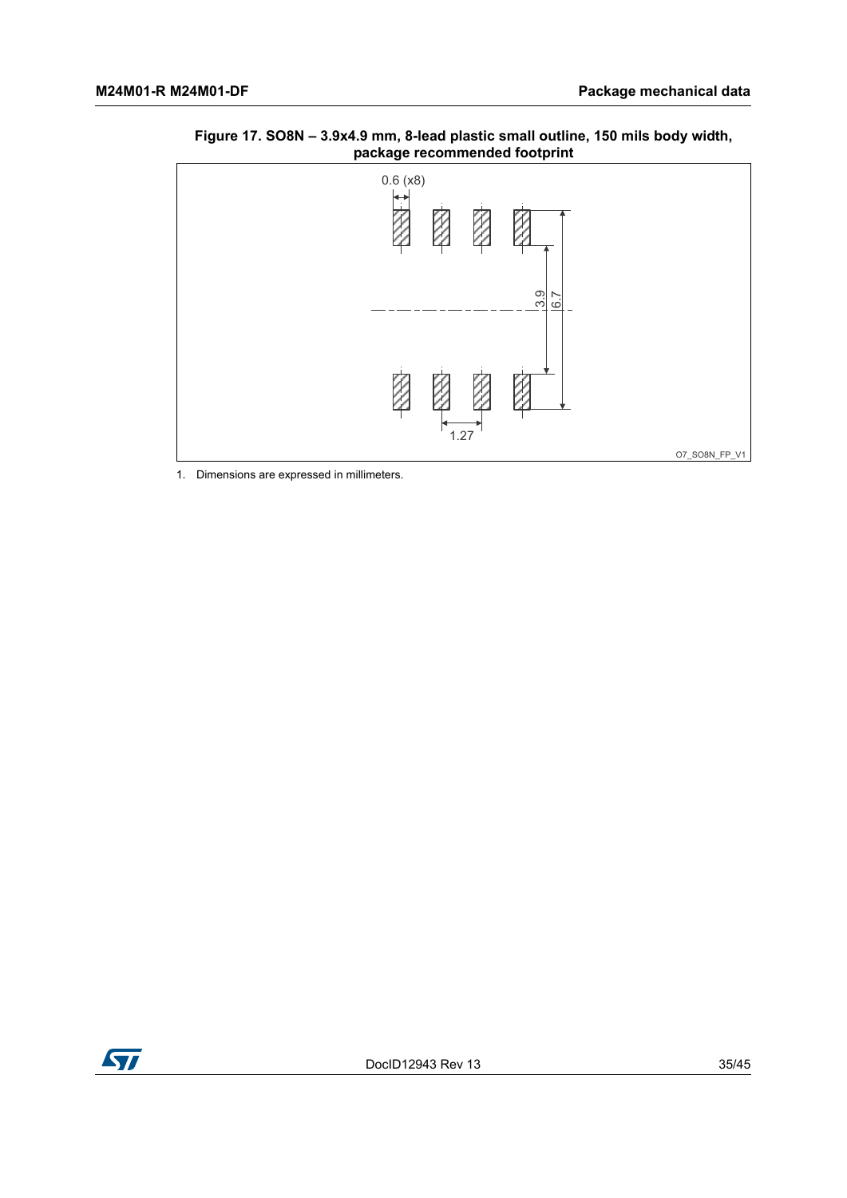**Figure 17. SO8N – 3.9x4.9 mm, 8-lead plastic small outline, 150 mils body width, package recommended footprint**

1. Dimensions are expressed in millimeters.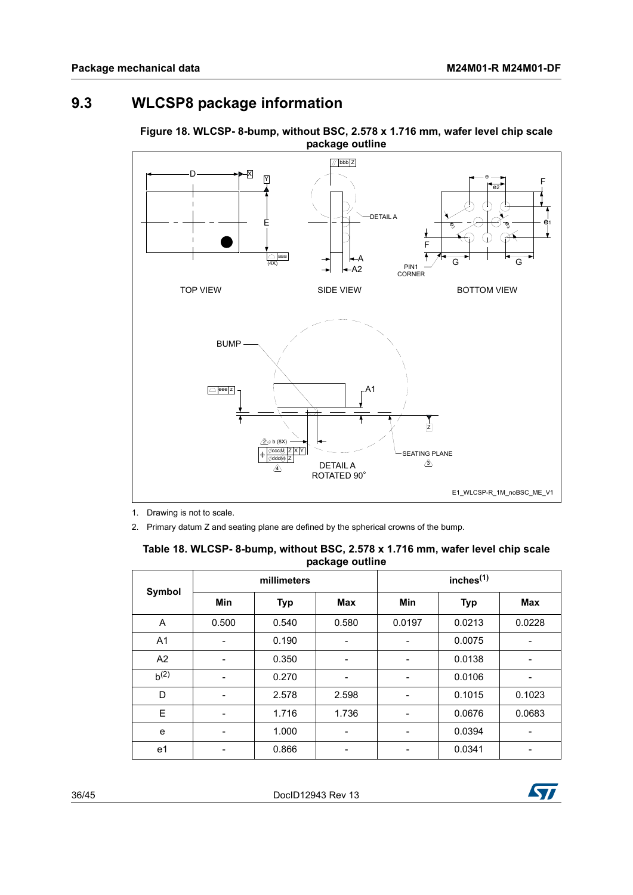## 9.3 WLCSP8 package information

**Figure 18. WLCSP- 8-bump, without BSC, 2.578 x 1.716 mm, wafer level chip scale package outline**

1. Drawing is not to scale.
2. Primary datum Z and seating plane are defined by the spherical crowns of the bump.

**Table 18. WLCSP- 8-bump, without BSC, 2.578 x 1.716 mm, wafer level chip scale package outline**

| Symbol | millimeters | | | inches[(1)] | | |
|---|---|---|---|---|---|---|
| | Min | Typ | Max | Min | Typ | Max |
| A | 0.500 | 0.540 | 0.580 | 0.0197 | 0.0213 | 0.0228 |
| A1 | - | 0.190 | - | - | 0.0075 | - |
| A2 | - | 0.350 | - | - | 0.0138 | - |
| b[(2)] | - | 0.270 | - | - | 0.0106 | - |
| D | - | 2.578 | 2.598 | - | 0.1015 | 0.1023 |
| E | - | 1.716 | 1.736 | - | 0.0676 | 0.0683 |
| e | - | 1.000 | - | - | 0.0394 | - |
| e1 | - | 0.866 | - | - | 0.0341 | - |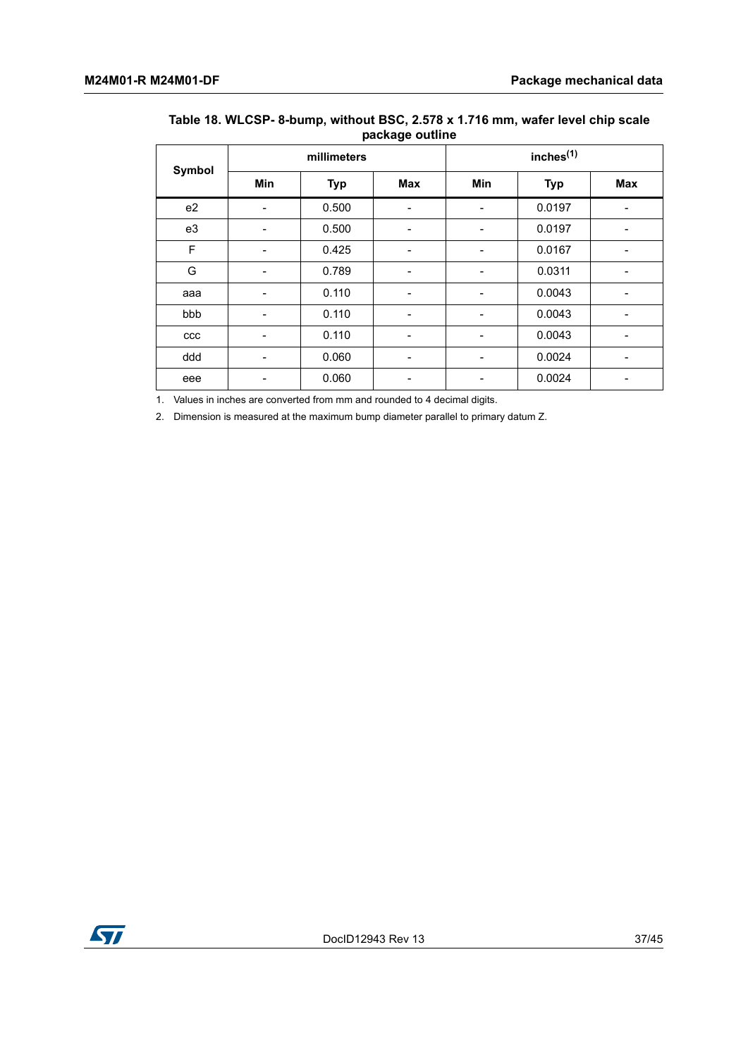**Table 18. WLCSP- 8-bump, without BSC, 2.578 x 1.716 mm, wafer level chip scale package outline**

| Symbol | millimeters | | | inches[(1)] | | |
|---|---|---|---|---|---|---|
| | Min | Typ | Max | Min | Typ | Max |
| e2 | - | 0.500 | - | - | 0.0197 | - |
| e3 | - | 0.500 | - | - | 0.0197 | - |
| F | - | 0.425 | - | - | 0.0167 | - |
| G | - | 0.789 | - | - | 0.0311 | - |
| aaa | - | 0.110 | - | - | 0.0043 | - |
| bbb | - | 0.110 | - | - | 0.0043 | - |
| ccc | - | 0.110 | - | - | 0.0043 | - |
| ddd | - | 0.060 | - | - | 0.0024 | - |
| eee | - | 0.060 | - | - | 0.0024 | - |

1. Values in inches are converted from mm and rounded to 4 decimal digits.
2. Dimension is measured at the maximum bump diameter parallel to primary datum Z.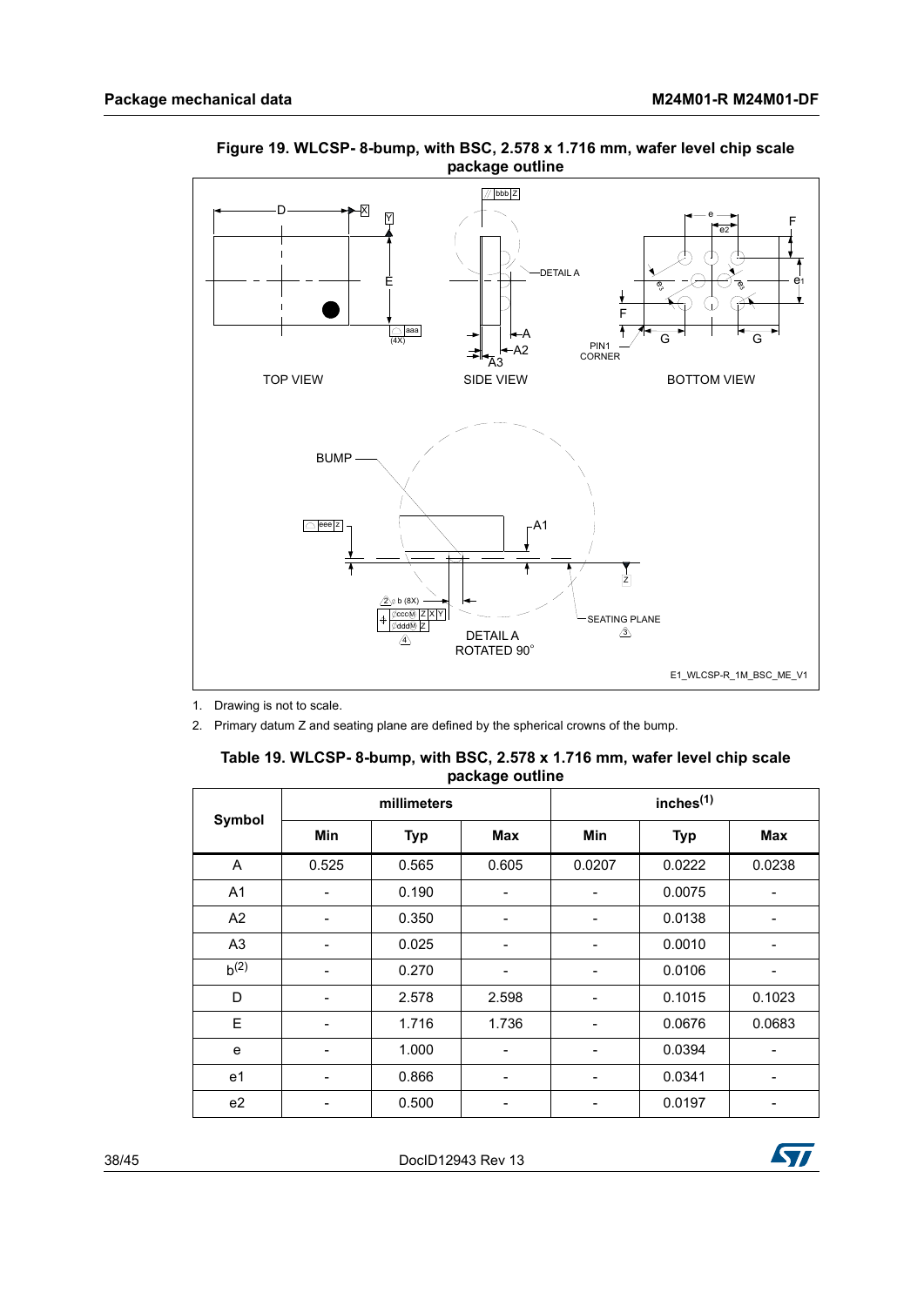**Figure 19. WLCSP- 8-bump, with BSC, 2.578 x 1.716 mm, wafer level chip scale package outline**

1. Drawing is not to scale.
2. Primary datum Z and seating plane are defined by the spherical crowns of the bump.

**Table 19. WLCSP- 8-bump, with BSC, 2.578 x 1.716 mm, wafer level chip scale package outline**

| Symbol | millimeters | | | inches[(1)] | | |
|---|---|---|---|---|---|---|
| | Min | Typ | Max | Min | Typ | Max |
| A | 0.525 | 0.565 | 0.605 | 0.0207 | 0.0222 | 0.0238 |
| A1 | - | 0.190 | - | - | 0.0075 | - |
| A2 | - | 0.350 | - | - | 0.0138 | - |
| A3 | - | 0.025 | - | - | 0.0010 | - |
| b[(2)] | - | 0.270 | - | - | 0.0106 | - |
| D | - | 2.578 | 2.598 | - | 0.1015 | 0.1023 |
| E | - | 1.716 | 1.736 | - | 0.0676 | 0.0683 |
| e | - | 1.000 | - | - | 0.0394 | - |
| e1 | - | 0.866 | - | - | 0.0341 | - |
| e2 | - | 0.500 | - | - | 0.0197 | - |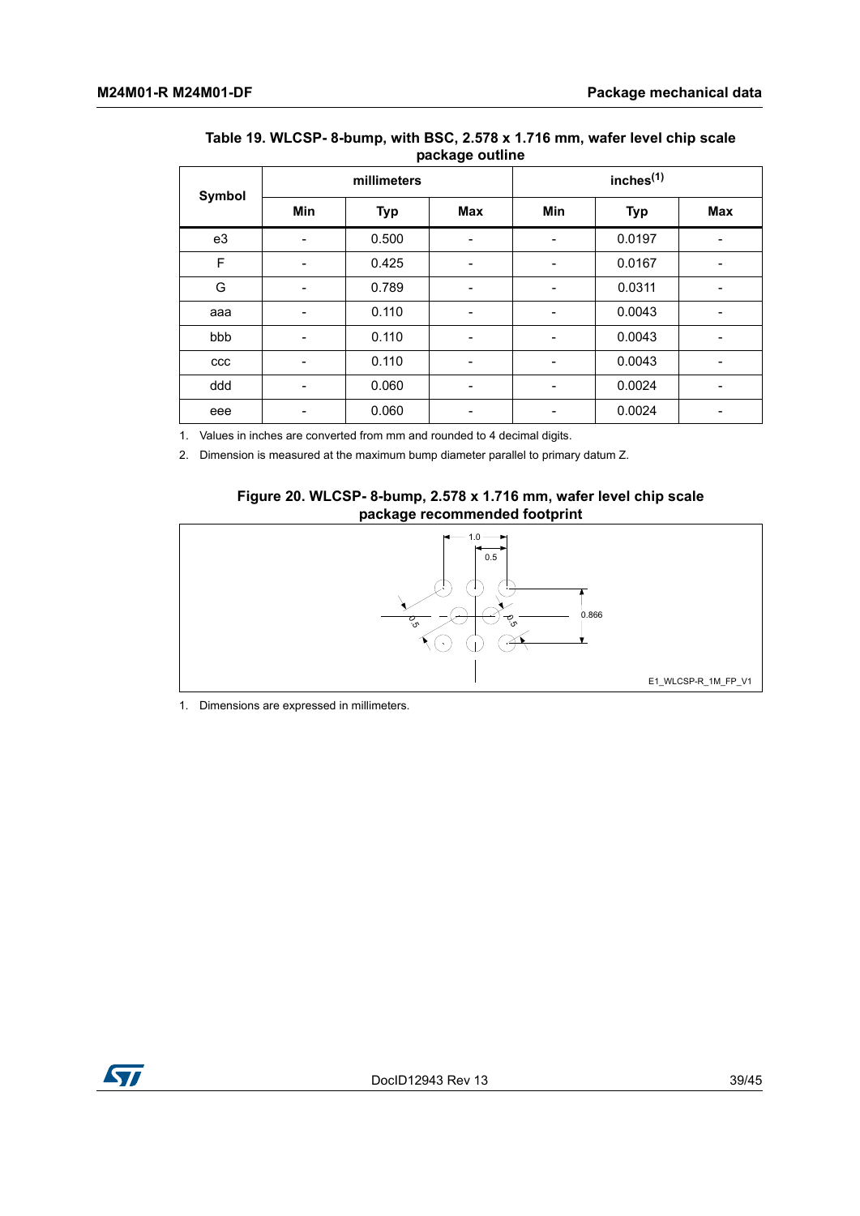**Table 19. WLCSP- 8-bump, with BSC, 2.578 x 1.716 mm, wafer level chip scale package outline**

| Symbol | millimeters | | | inches[(1)] | | |
|---|---|---|---|---|---|---|
| | Min | Typ | Max | Min | Typ | Max |
| e3 | - | 0.500 | - | - | 0.0197 | - |
| F | - | 0.425 | - | - | 0.0167 | - |
| G | - | 0.789 | - | - | 0.0311 | - |
| aaa | - | 0.110 | - | - | 0.0043 | - |
| bbb | - | 0.110 | - | - | 0.0043 | - |
| ccc | - | 0.110 | - | - | 0.0043 | - |
| ddd | - | 0.060 | - | - | 0.0024 | - |
| eee | - | 0.060 | - | - | 0.0024 | - |

1. Values in inches are converted from mm and rounded to 4 decimal digits.
2. Dimension is measured at the maximum bump diameter parallel to primary datum Z.

**Figure 20. WLCSP- 8-bump, 2.578 x 1.716 mm, wafer level chip scale package recommended footprint**

1. Dimensions are expressed in millimeters.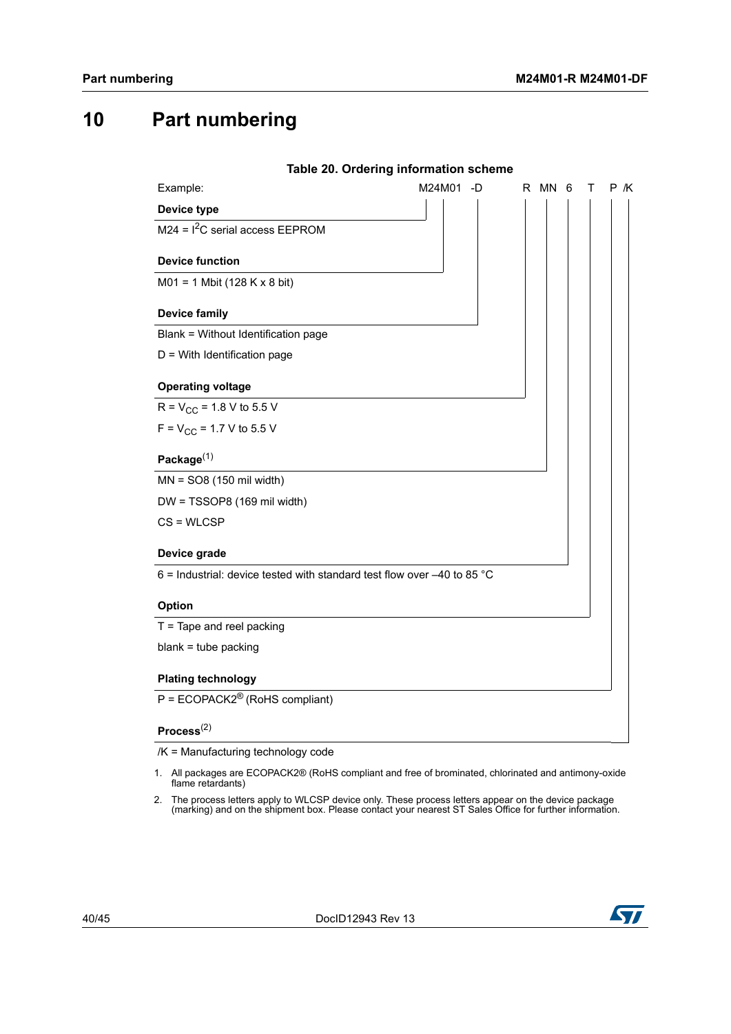# 10 Part numbering

**Table 20. Ordering information scheme**

Example: M24M01 -D R MN 6 T P /K

**Device type**

M24 = $I^2C$ serial access EEPROM

**Device function**

M01 = 1 Mbit (128 K x 8 bit)

**Device family**

Blank = Without Identification page

D = With Identification page

**Operating voltage**

R = $V_{CC}$ = 1.8 V to 5.5 V

F = $V_{CC}$ = 1.7 V to 5.5 V

**Package**(1)

MN = SO8 (150 mil width)

DW = TSSOP8 (169 mil width)

CS = WLCSP

**Device grade**

6 = Industrial: device tested with standard test flow over –40 to 85 °C

**Option**

T = Tape and reel packing

blank = tube packing

**Plating technology**

P = ECOPACK2® (RoHS compliant)

**Process**(2)

/K = Manufacturing technology code

1. All packages are ECOPACK2® (RoHS compliant and free of brominated, chlorinated and antimony-oxide flame retardants)
2. The process letters apply to WLCSP device only. These process letters appear on the device package (marking) and on the shipment box. Please contact your nearest ST Sales Office for further information.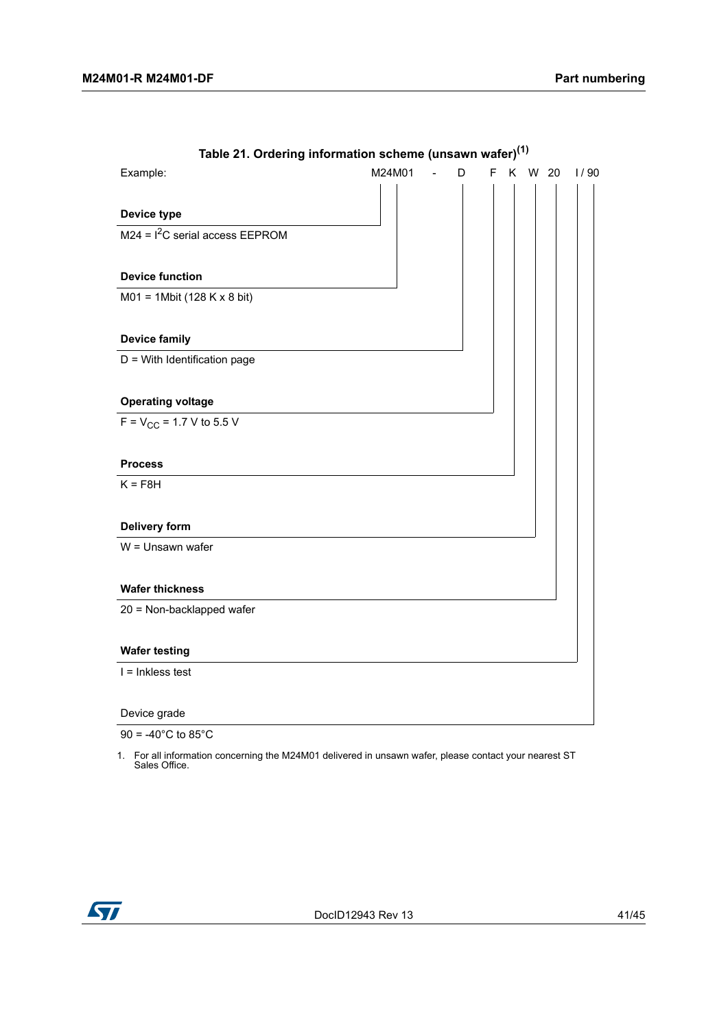**Table 21. Ordering information scheme (unsawn wafer)[1]**

| Example: | M24M01 | - | D | F | K | W | 20 | I / 90 |
|---|---|---|---|---|---|---|---|---|

**Device type**

M24 = $I^2C$ serial access EEPROM

**Device function**

M01 = 1Mbit (128 K x 8 bit)

**Device family**

D = With Identification page

**Operating voltage**

F = $V_{CC}$ = 1.7 V to 5.5 V

**Process**

K = F8H

**Delivery form**

W = Unsawn wafer

**Wafer thickness**

20 = Non-backlapped wafer

**Wafer testing**

I = Inkless test

Device grade

90 = -40°C to 85°C

1. For all information concerning the M24M01 delivered in unsawn wafer, please contact your nearest ST Sales Office.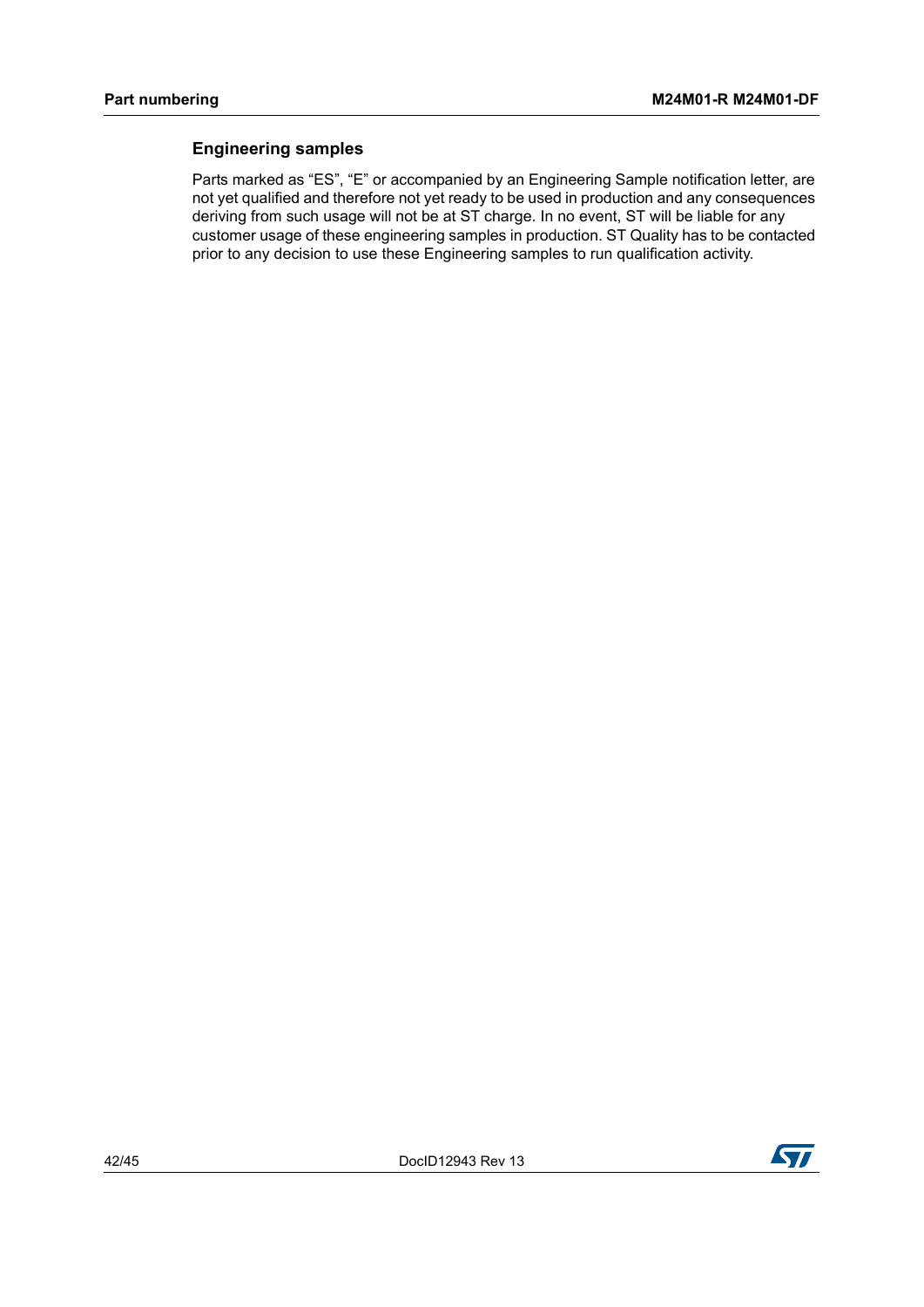### Engineering samples

Parts marked as “ES”, “E” or accompanied by an Engineering Sample notification letter, are not yet qualified and therefore not yet ready to be used in production and any consequences deriving from such usage will not be at ST charge. In no event, ST will be liable for any customer usage of these engineering samples in production. ST Quality has to be contacted prior to any decision to use these Engineering samples to run qualification activity.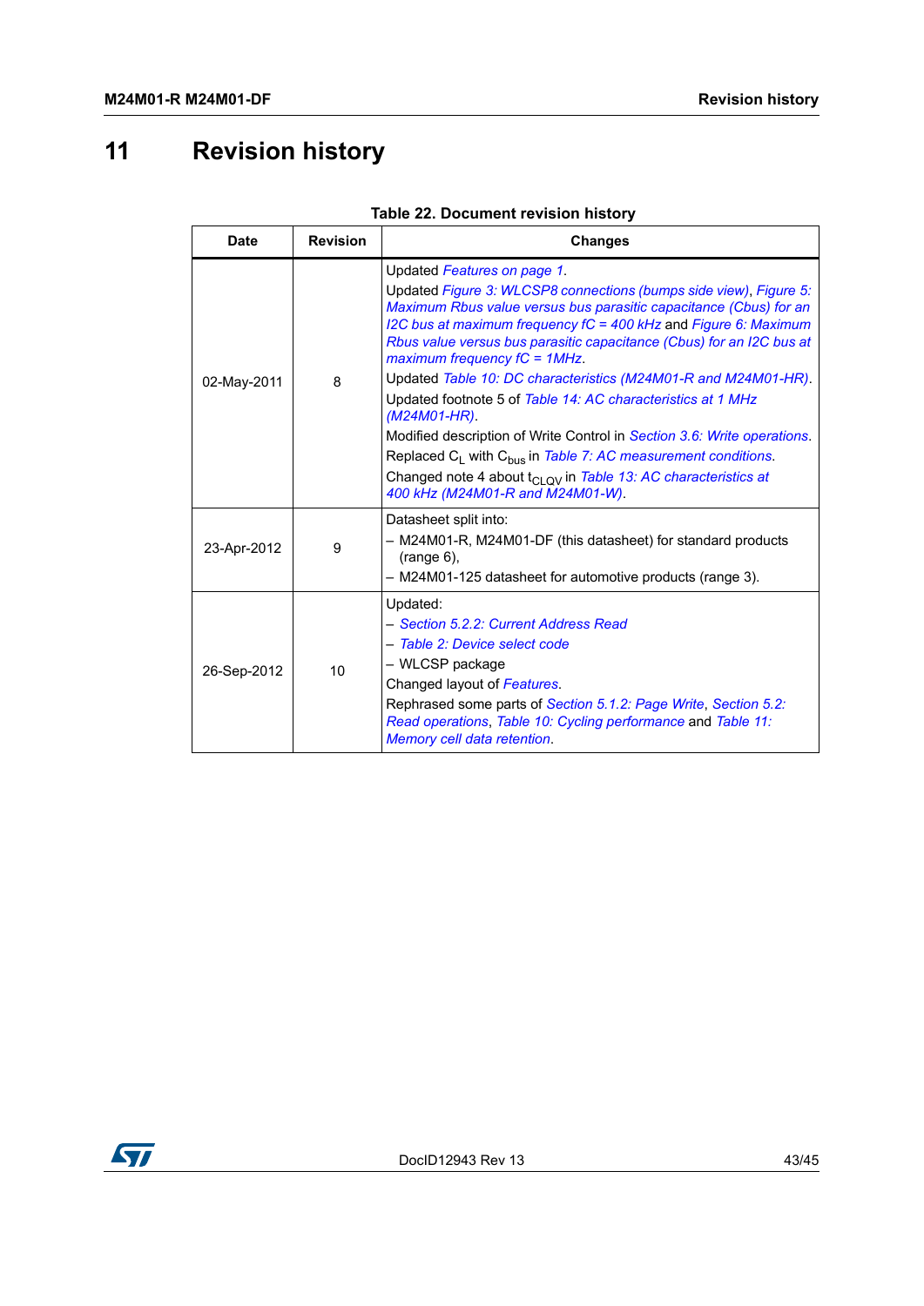# 11 Revision history

**Table 22. Document revision history**

| Date | Revision | Changes |
|---|---|---|
| 02-May-2011 | 8 | Updated *Features on page 1*.<br>Updated *Figure 3: WLCSP8 connections (bumps side view)*, *Figure 5: Maximum Rbus value versus bus parasitic capacitance (Cbus) for an I2C bus at maximum frequency fC = 400 kHz* and *Figure 6: Maximum Rbus value versus bus parasitic capacitance (Cbus) for an I2C bus at maximum frequency fC = 1MHz*.<br>Updated *Table 10: DC characteristics (M24M01-R and M24M01-HR)*.<br>Updated footnote 5 of *Table 14: AC characteristics at 1 MHz (M24M01-HR)*.<br>Modified description of Write Control in *Section 3.6: Write operations*.<br>Replaced $C_L$ with $C_{bus}$ in *Table 7: AC measurement conditions*.<br>Changed note 4 about $t_{CLQV}$ in *Table 13: AC characteristics at 400 kHz (M24M01-R and M24M01-W)*. |
| 23-Apr-2012 | 9 | Datasheet split into:<br>– M24M01-R, M24M01-DF (this datasheet) for standard products (range 6),<br>– M24M01-125 datasheet for automotive products (range 3). |
| 26-Sep-2012 | 10 | Updated:<br>– *Section 5.2.2: Current Address Read*<br>– *Table 2: Device select code*<br>– WLCSP package<br>Changed layout of *Features*.<br>Rephrased some parts of *Section 5.1.2: Page Write*, *Section 5.2: Read operations*, *Table 10: Cycling performance* and *Table 11: Memory cell data retention*. |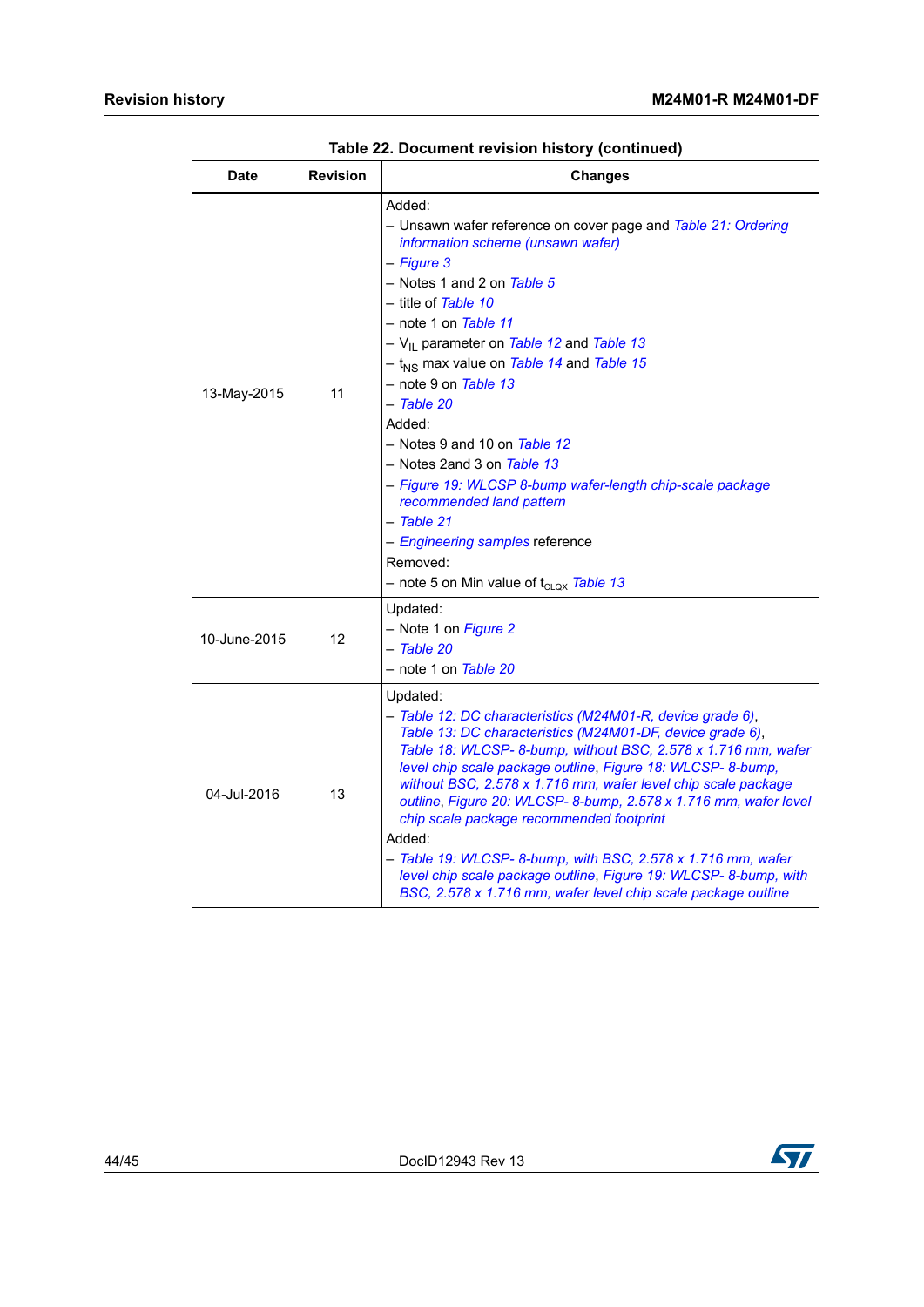**Table 22. Document revision history (continued)**

| Date | Revision | Changes |
|---|---|---|
| 13-May-2015 | 11 | Added:<br>– Unsawn wafer reference on cover page and *Table 21: Ordering information scheme (unsawn wafer)*<br>– *Figure 3*<br>– Notes 1 and 2 on *Table 5*<br>– title of *Table 10*<br>– note 1 on *Table 11*<br>– $V_{IL}$ parameter on *Table 12* and *Table 13*<br>– $t_{NS}$ max value on *Table 14* and *Table 15*<br>– note 9 on *Table 13*<br>– *Table 20*<br>Added:<br>– Notes 9 and 10 on *Table 12*<br>– Notes 2and 3 on *Table 13*<br>– *Figure 19: WLCSP 8-bump wafer-length chip-scale package recommended land pattern*<br>– *Table 21*<br>– *Engineering samples* reference<br>Removed:<br>– note 5 on Min value of $t_{CLQX}$ *Table 13* |
| 10-June-2015 | 12 | Updated:<br>– Note 1 on *Figure 2*<br>– *Table 20*<br>– note 1 on *Table 20* |
| 04-Jul-2016 | 13 | Updated:<br>– *Table 12: DC characteristics (M24M01-R, device grade 6)*, *Table 13: DC characteristics (M24M01-DF, device grade 6)*, *Table 18: WLCSP- 8-bump, without BSC, 2.578 x 1.716 mm, wafer level chip scale package outline*, *Figure 18: WLCSP- 8-bump, without BSC, 2.578 x 1.716 mm, wafer level chip scale package outline*, *Figure 20: WLCSP- 8-bump, 2.578 x 1.716 mm, wafer level chip scale package recommended footprint*<br>Added:<br>– *Table 19: WLCSP- 8-bump, with BSC, 2.578 x 1.716 mm, wafer level chip scale package outline*, *Figure 19: WLCSP- 8-bump, with BSC, 2.578 x 1.716 mm, wafer level chip scale package outline* |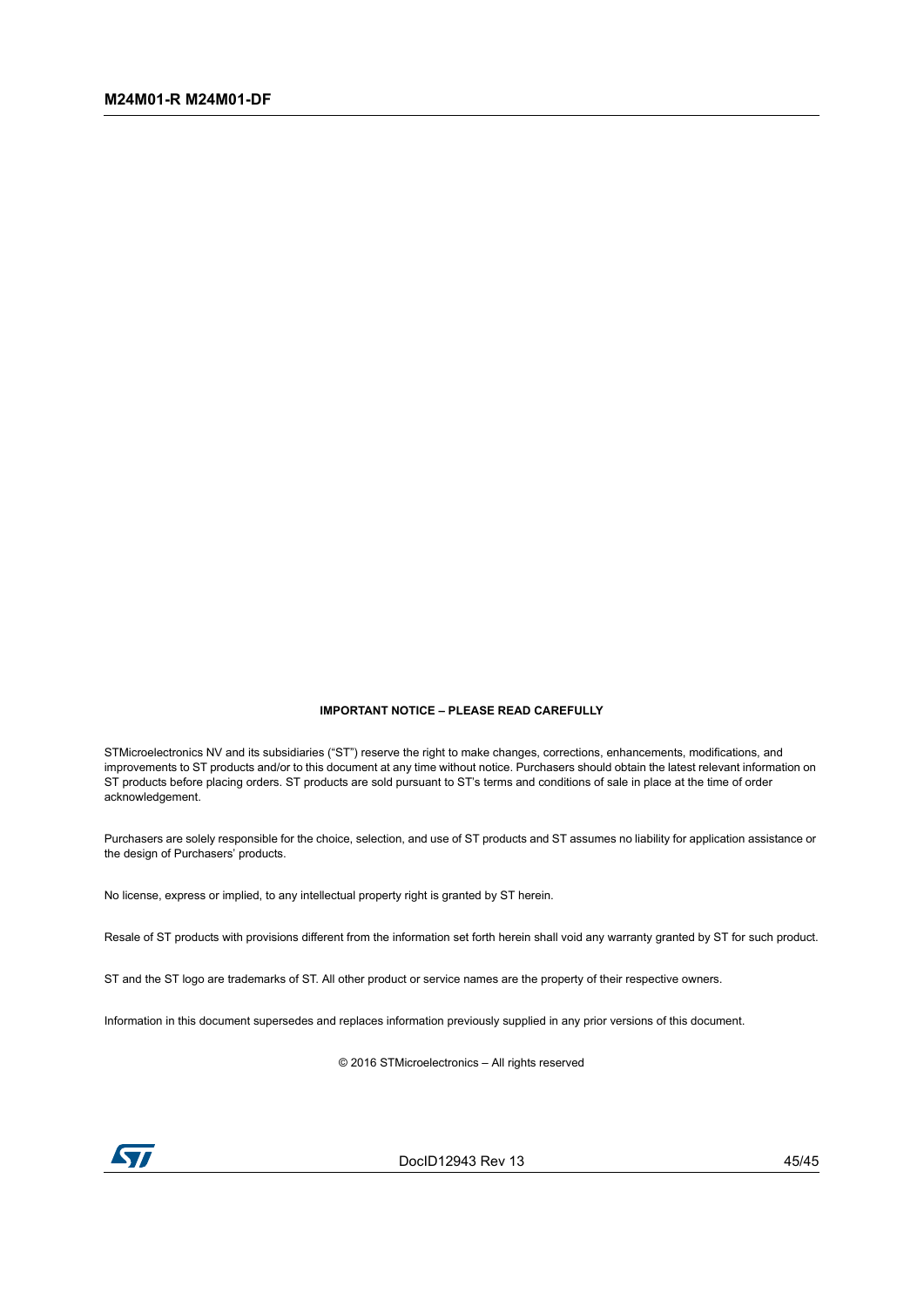**IMPORTANT NOTICE – PLEASE READ CAREFULLY**

STMicroelectronics NV and its subsidiaries ("ST") reserve the right to make changes, corrections, enhancements, modifications, and improvements to ST products and/or to this document at any time without notice. Purchasers should obtain the latest relevant information on ST products before placing orders. ST products are sold pursuant to ST's terms and conditions of sale in place at the time of order acknowledgement.

Purchasers are solely responsible for the choice, selection, and use of ST products and ST assumes no liability for application assistance or the design of Purchasers' products.

No license, express or implied, to any intellectual property right is granted by ST herein.

Resale of ST products with provisions different from the information set forth herein shall void any warranty granted by ST for such product.

ST and the ST logo are trademarks of ST. All other product or service names are the property of their respective owners.

Information in this document supersedes and replaces information previously supplied in any prior versions of this document.

© 2016 STMicroelectronics – All rights reserved